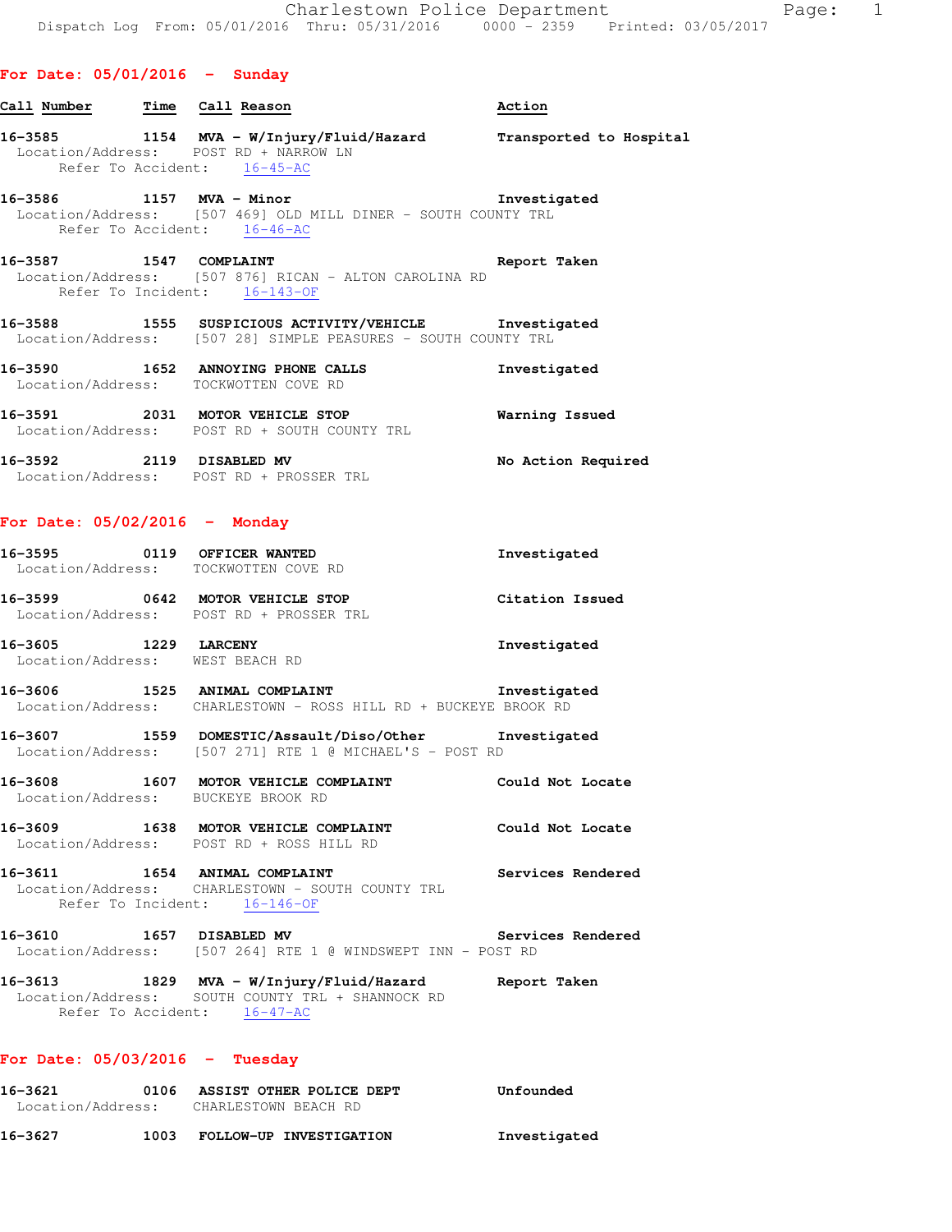Charlestown Police Department

Dispatch Log From: 05/01/2016 Thru: 05/31/2016 0000 - 2359 Printed: 03/05/2017

## For Date: 05/01/2016 - Sunday

| Call Number | Time | Call Reason | Action |
|---|---|---|---|
| 16-3585 | 1154 | MVA - W/Injury/Fluid/Hazard | Transported to Hospital |

Location/Address: POST RD + NARROW LN
Refer To Accident: 16-45-AC

**16-3586** 1157 **MVA - Minor** — Investigated
Location/Address: [507 469] OLD MILL DINER - SOUTH COUNTY TRL
Refer To Accident: 16-46-AC

**16-3587** 1547 **COMPLAINT** — Report Taken
Location/Address: [507 876] RICAN - ALTON CAROLINA RD
Refer To Incident: 16-143-OF

**16-3588** 1555 **SUSPICIOUS ACTIVITY/VEHICLE** — Investigated
Location/Address: [507 28] SIMPLE PEASURES - SOUTH COUNTY TRL

**16-3590** 1652 **ANNOYING PHONE CALLS** — Investigated
Location/Address: TOCKWOTTEN COVE RD

**16-3591** 2031 **MOTOR VEHICLE STOP** — Warning Issued
Location/Address: POST RD + SOUTH COUNTY TRL

**16-3592** 2119 **DISABLED MV** — No Action Required
Location/Address: POST RD + PROSSER TRL

## For Date: 05/02/2016 - Monday

**16-3595** 0119 **OFFICER WANTED** — Investigated
Location/Address: TOCKWOTTEN COVE RD

**16-3599** 0642 **MOTOR VEHICLE STOP** — Citation Issued
Location/Address: POST RD + PROSSER TRL

**16-3605** 1229 **LARCENY** — Investigated
Location/Address: WEST BEACH RD

**16-3606** 1525 **ANIMAL COMPLAINT** — Investigated
Location/Address: CHARLESTOWN - ROSS HILL RD + BUCKEYE BROOK RD

**16-3607** 1559 **DOMESTIC/Assault/Diso/Other** — Investigated
Location/Address: [507 271] RTE 1 @ MICHAEL'S - POST RD

**16-3608** 1607 **MOTOR VEHICLE COMPLAINT** — Could Not Locate
Location/Address: BUCKEYE BROOK RD

**16-3609** 1638 **MOTOR VEHICLE COMPLAINT** — Could Not Locate
Location/Address: POST RD + ROSS HILL RD

**16-3611** 1654 **ANIMAL COMPLAINT** — Services Rendered
Location/Address: CHARLESTOWN - SOUTH COUNTY TRL
Refer To Incident: 16-146-OF

**16-3610** 1657 **DISABLED MV** — Services Rendered
Location/Address: [507 264] RTE 1 @ WINDSWEPT INN - POST RD

**16-3613** 1829 **MVA - W/Injury/Fluid/Hazard** — Report Taken
Location/Address: SOUTH COUNTY TRL + SHANNOCK RD
Refer To Accident: 16-47-AC

## For Date: 05/03/2016 - Tuesday

**16-3621** 0106 **ASSIST OTHER POLICE DEPT** — Unfounded
Location/Address: CHARLESTOWN BEACH RD

**16-3627** 1003 **FOLLOW-UP INVESTIGATION** — Investigated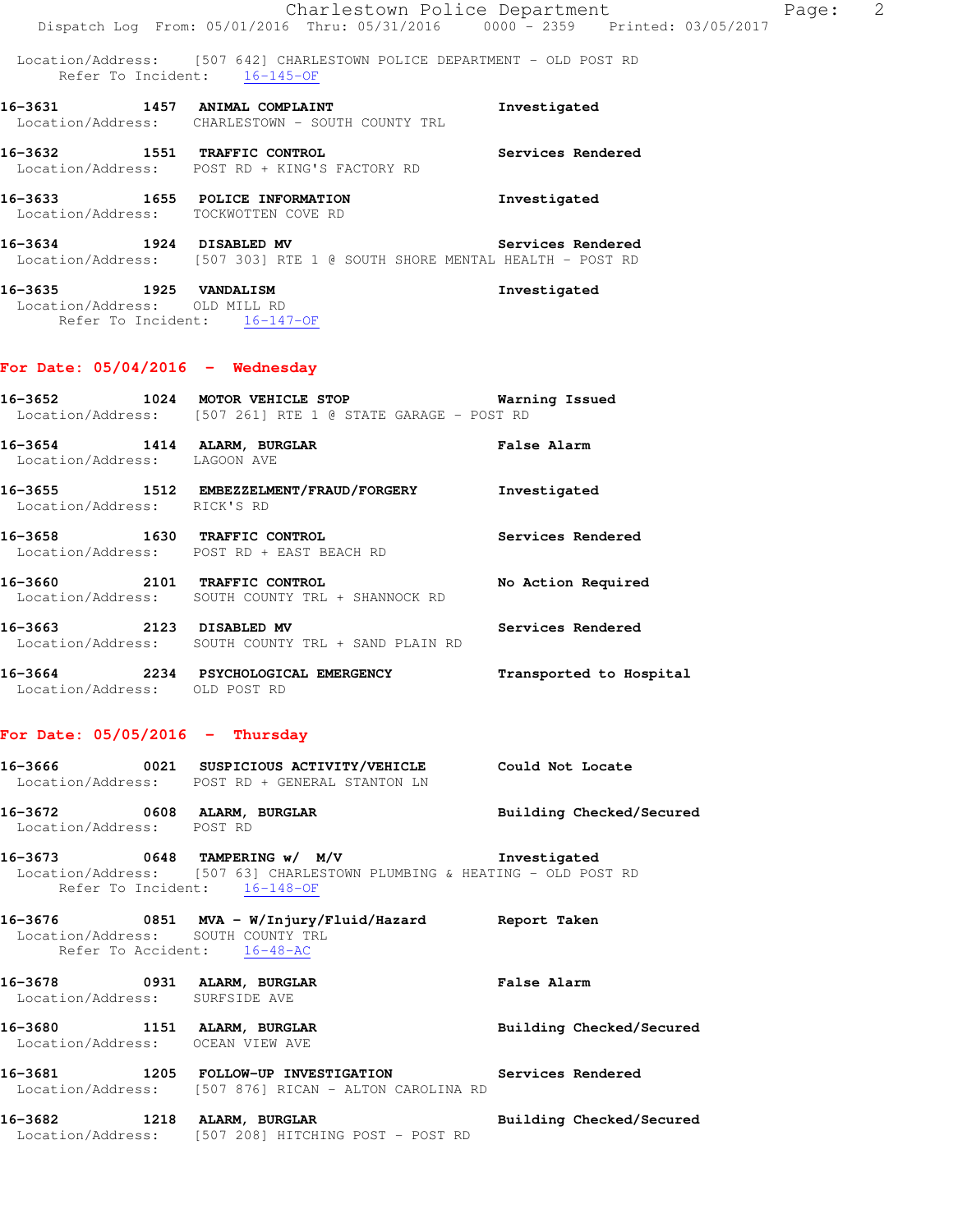Location/Address: [507 642] CHARLESTOWN POLICE DEPARTMENT - OLD POST RD
Refer To Incident: 16-145-OF

**16-3631 1457 ANIMAL COMPLAINT** **Investigated**
Location/Address: CHARLESTOWN - SOUTH COUNTY TRL

**16-3632 1551 TRAFFIC CONTROL** **Services Rendered**
Location/Address: POST RD + KING'S FACTORY RD

**16-3633 1655 POLICE INFORMATION** **Investigated**
Location/Address: TOCKWOTTEN COVE RD

**16-3634 1924 DISABLED MV** **Services Rendered**
Location/Address: [507 303] RTE 1 @ SOUTH SHORE MENTAL HEALTH - POST RD

**16-3635 1925 VANDALISM** **Investigated**
Location/Address: OLD MILL RD
Refer To Incident: 16-147-OF

## For Date: 05/04/2016 - Wednesday

**16-3652 1024 MOTOR VEHICLE STOP** **Warning Issued**
Location/Address: [507 261] RTE 1 @ STATE GARAGE - POST RD

**16-3654 1414 ALARM, BURGLAR** **False Alarm**
Location/Address: LAGOON AVE

**16-3655 1512 EMBEZZELMENT/FRAUD/FORGERY** **Investigated**
Location/Address: RICK'S RD

**16-3658 1630 TRAFFIC CONTROL** **Services Rendered**
Location/Address: POST RD + EAST BEACH RD

**16-3660 2101 TRAFFIC CONTROL** **No Action Required**
Location/Address: SOUTH COUNTY TRL + SHANNOCK RD

**16-3663 2123 DISABLED MV** **Services Rendered**
Location/Address: SOUTH COUNTY TRL + SAND PLAIN RD

**16-3664 2234 PSYCHOLOGICAL EMERGENCY** **Transported to Hospital**
Location/Address: OLD POST RD

## For Date: 05/05/2016 - Thursday

**16-3666 0021 SUSPICIOUS ACTIVITY/VEHICLE** **Could Not Locate**
Location/Address: POST RD + GENERAL STANTON LN

**16-3672 0608 ALARM, BURGLAR** **Building Checked/Secured**
Location/Address: POST RD

**16-3673 0648 TAMPERING w/ M/V** **Investigated**
Location/Address: [507 63] CHARLESTOWN PLUMBING & HEATING - OLD POST RD
Refer To Incident: 16-148-OF

**16-3676 0851 MVA - W/Injury/Fluid/Hazard** **Report Taken**
Location/Address: SOUTH COUNTY TRL
Refer To Accident: 16-48-AC

**16-3678 0931 ALARM, BURGLAR** **False Alarm**
Location/Address: SURFSIDE AVE

**16-3680 1151 ALARM, BURGLAR** **Building Checked/Secured**
Location/Address: OCEAN VIEW AVE

**16-3681 1205 FOLLOW-UP INVESTIGATION** **Services Rendered**
Location/Address: [507 876] RICAN - ALTON CAROLINA RD

**16-3682 1218 ALARM, BURGLAR** **Building Checked/Secured**
Location/Address: [507 208] HITCHING POST - POST RD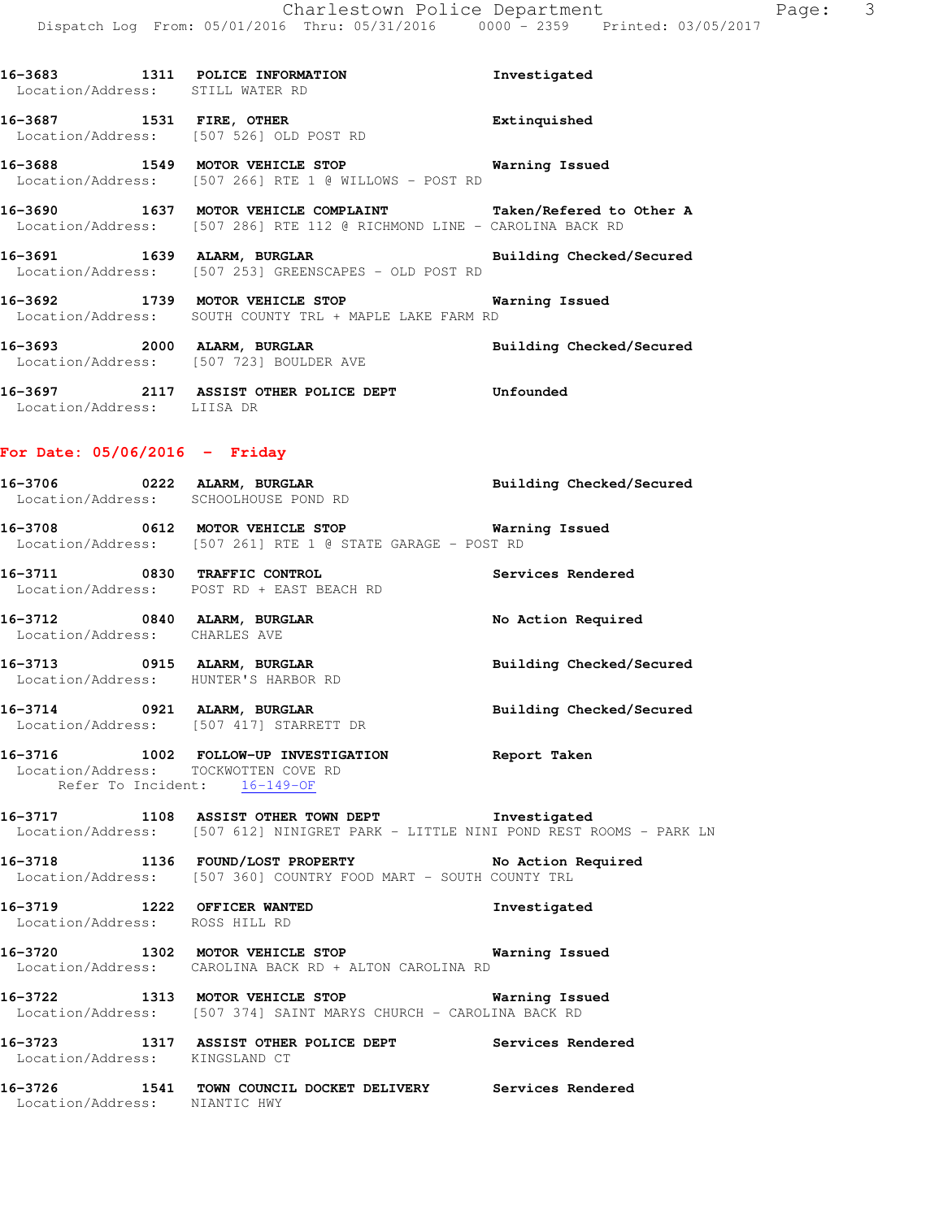**16-3683 1311 POLICE INFORMATION** Investigated
Location/Address: STILL WATER RD

**16-3687 1531 FIRE, OTHER** Extinquished
Location/Address: [507 526] OLD POST RD

**16-3688 1549 MOTOR VEHICLE STOP** Warning Issued
Location/Address: [507 266] RTE 1 @ WILLOWS - POST RD

**16-3690 1637 MOTOR VEHICLE COMPLAINT** Taken/Refered to Other A
Location/Address: [507 286] RTE 112 @ RICHMOND LINE - CAROLINA BACK RD

**16-3691 1639 ALARM, BURGLAR** Building Checked/Secured
Location/Address: [507 253] GREENSCAPES - OLD POST RD

**16-3692 1739 MOTOR VEHICLE STOP** Warning Issued
Location/Address: SOUTH COUNTY TRL + MAPLE LAKE FARM RD

**16-3693 2000 ALARM, BURGLAR** Building Checked/Secured
Location/Address: [507 723] BOULDER AVE

**16-3697 2117 ASSIST OTHER POLICE DEPT** Unfounded
Location/Address: LIISA DR

## For Date: 05/06/2016 - Friday

**16-3706 0222 ALARM, BURGLAR** Building Checked/Secured
Location/Address: SCHOOLHOUSE POND RD

**16-3708 0612 MOTOR VEHICLE STOP** Warning Issued
Location/Address: [507 261] RTE 1 @ STATE GARAGE - POST RD

**16-3711 0830 TRAFFIC CONTROL** Services Rendered
Location/Address: POST RD + EAST BEACH RD

**16-3712 0840 ALARM, BURGLAR** No Action Required
Location/Address: CHARLES AVE

**16-3713 0915 ALARM, BURGLAR** Building Checked/Secured
Location/Address: HUNTER'S HARBOR RD

**16-3714 0921 ALARM, BURGLAR** Building Checked/Secured
Location/Address: [507 417] STARRETT DR

**16-3716 1002 FOLLOW-UP INVESTIGATION** Report Taken
Location/Address: TOCKWOTTEN COVE RD
Refer To Incident: 16-149-OF

**16-3717 1108 ASSIST OTHER TOWN DEPT** Investigated
Location/Address: [507 612] NINIGRET PARK - LITTLE NINI POND REST ROOMS - PARK LN

**16-3718 1136 FOUND/LOST PROPERTY** No Action Required
Location/Address: [507 360] COUNTRY FOOD MART - SOUTH COUNTY TRL

**16-3719 1222 OFFICER WANTED** Investigated
Location/Address: ROSS HILL RD

**16-3720 1302 MOTOR VEHICLE STOP** Warning Issued
Location/Address: CAROLINA BACK RD + ALTON CAROLINA RD

**16-3722 1313 MOTOR VEHICLE STOP** Warning Issued
Location/Address: [507 374] SAINT MARYS CHURCH - CAROLINA BACK RD

**16-3723 1317 ASSIST OTHER POLICE DEPT** Services Rendered
Location/Address: KINGSLAND CT

**16-3726 1541 TOWN COUNCIL DOCKET DELIVERY** Services Rendered
Location/Address: NIANTIC HWY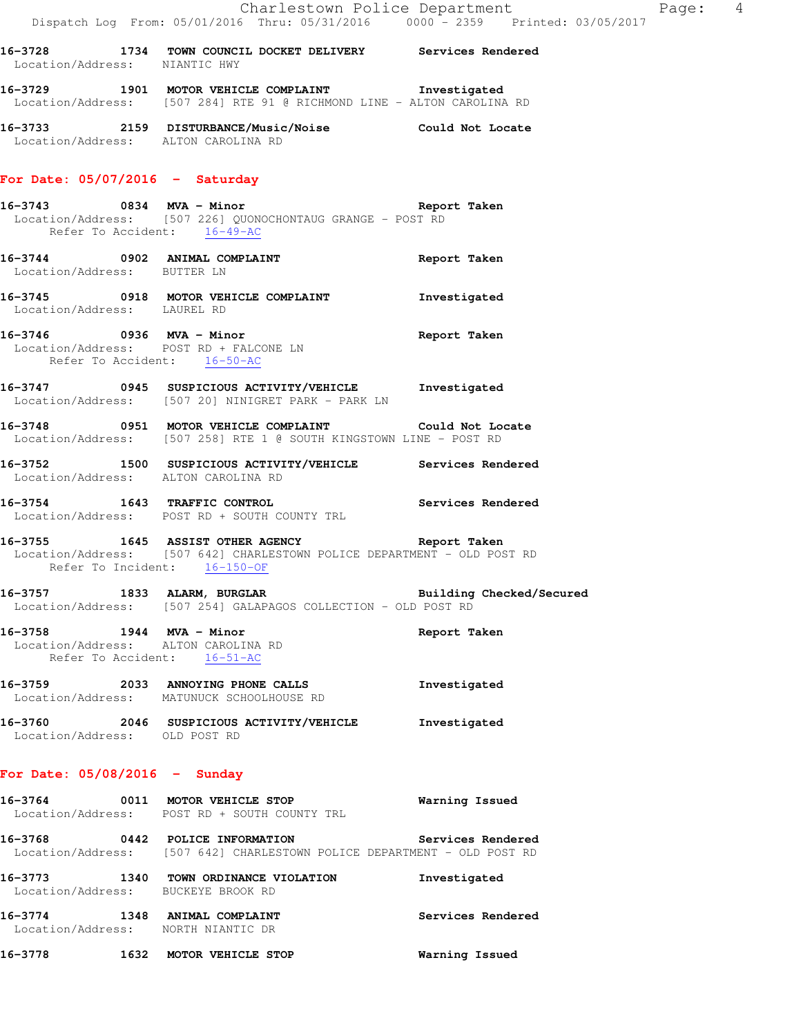16-3728 1734 **TOWN COUNCIL DOCKET DELIVERY** **Services Rendered**
Location/Address: NIANTIC HWY

16-3729 1901 **MOTOR VEHICLE COMPLAINT** **Investigated**
Location/Address: [507 284] RTE 91 @ RICHMOND LINE - ALTON CAROLINA RD

16-3733 2159 **DISTURBANCE/Music/Noise** **Could Not Locate**
Location/Address: ALTON CAROLINA RD

## For Date: 05/07/2016 - Saturday

16-3743 0834 **MVA - Minor** **Report Taken**
Location/Address: [507 226] QUONOCHONTAUG GRANGE - POST RD
Refer To Accident: 16-49-AC

16-3744 0902 **ANIMAL COMPLAINT** **Report Taken**
Location/Address: BUTTER LN

16-3745 0918 **MOTOR VEHICLE COMPLAINT** **Investigated**
Location/Address: LAUREL RD

16-3746 0936 **MVA - Minor** **Report Taken**
Location/Address: POST RD + FALCONE LN
Refer To Accident: 16-50-AC

16-3747 0945 **SUSPICIOUS ACTIVITY/VEHICLE** **Investigated**
Location/Address: [507 20] NINIGRET PARK - PARK LN

16-3748 0951 **MOTOR VEHICLE COMPLAINT** **Could Not Locate**
Location/Address: [507 258] RTE 1 @ SOUTH KINGSTOWN LINE - POST RD

16-3752 1500 **SUSPICIOUS ACTIVITY/VEHICLE** **Services Rendered**
Location/Address: ALTON CAROLINA RD

16-3754 1643 **TRAFFIC CONTROL** **Services Rendered**
Location/Address: POST RD + SOUTH COUNTY TRL

16-3755 1645 **ASSIST OTHER AGENCY** **Report Taken**
Location/Address: [507 642] CHARLESTOWN POLICE DEPARTMENT - OLD POST RD
Refer To Incident: 16-150-OF

16-3757 1833 **ALARM, BURGLAR** **Building Checked/Secured**
Location/Address: [507 254] GALAPAGOS COLLECTION - OLD POST RD

16-3758 1944 **MVA - Minor** **Report Taken**
Location/Address: ALTON CAROLINA RD
Refer To Accident: 16-51-AC

16-3759 2033 **ANNOYING PHONE CALLS** **Investigated**
Location/Address: MATUNUCK SCHOOLHOUSE RD

16-3760 2046 **SUSPICIOUS ACTIVITY/VEHICLE** **Investigated**
Location/Address: OLD POST RD

## For Date: 05/08/2016 - Sunday

16-3764 0011 **MOTOR VEHICLE STOP** **Warning Issued**
Location/Address: POST RD + SOUTH COUNTY TRL

16-3768 0442 **POLICE INFORMATION** **Services Rendered**
Location/Address: [507 642] CHARLESTOWN POLICE DEPARTMENT - OLD POST RD

16-3773 1340 **TOWN ORDINANCE VIOLATION** **Investigated**
Location/Address: BUCKEYE BROOK RD

16-3774 1348 **ANIMAL COMPLAINT** **Services Rendered**
Location/Address: NORTH NIANTIC DR

16-3778 1632 **MOTOR VEHICLE STOP** **Warning Issued**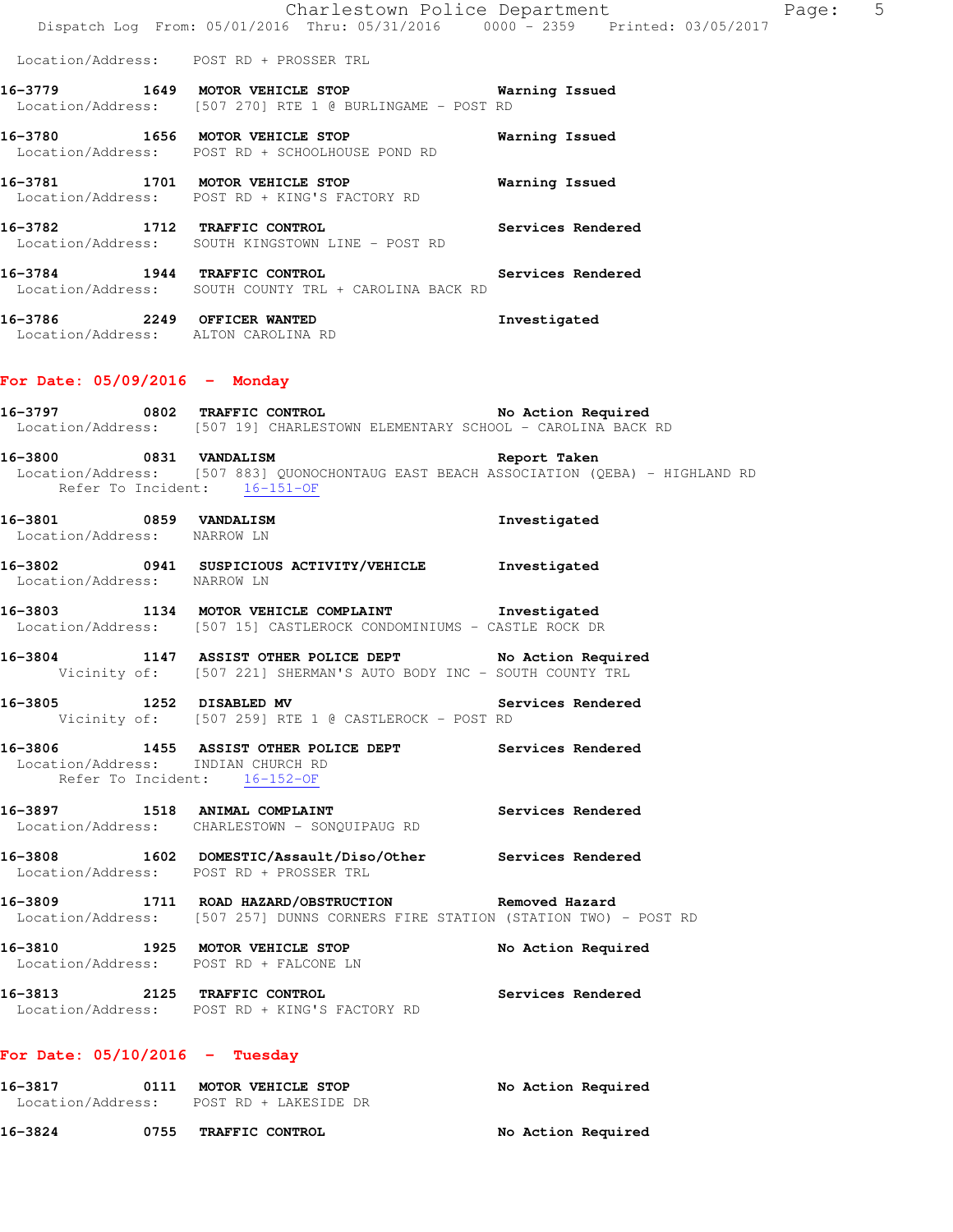Location/Address: POST RD + PROSSER TRL

**16-3779 1649 MOTOR VEHICLE STOP** **Warning Issued**
Location/Address: [507 270] RTE 1 @ BURLINGAME - POST RD

**16-3780 1656 MOTOR VEHICLE STOP** **Warning Issued**
Location/Address: POST RD + SCHOOLHOUSE POND RD

**16-3781 1701 MOTOR VEHICLE STOP** **Warning Issued**
Location/Address: POST RD + KING'S FACTORY RD

**16-3782 1712 TRAFFIC CONTROL** **Services Rendered**
Location/Address: SOUTH KINGSTOWN LINE - POST RD

**16-3784 1944 TRAFFIC CONTROL** **Services Rendered**
Location/Address: SOUTH COUNTY TRL + CAROLINA BACK RD

**16-3786 2249 OFFICER WANTED** **Investigated**
Location/Address: ALTON CAROLINA RD

## For Date: 05/09/2016 - Monday

**16-3797 0802 TRAFFIC CONTROL** **No Action Required**
Location/Address: [507 19] CHARLESTOWN ELEMENTARY SCHOOL - CAROLINA BACK RD

**16-3800 0831 VANDALISM** **Report Taken**
Location/Address: [507 883] QUONOCHONTAUG EAST BEACH ASSOCIATION (QEBA) - HIGHLAND RD
Refer To Incident: 16-151-OF

**16-3801 0859 VANDALISM** **Investigated**
Location/Address: NARROW LN

**16-3802 0941 SUSPICIOUS ACTIVITY/VEHICLE** **Investigated**
Location/Address: NARROW LN

**16-3803 1134 MOTOR VEHICLE COMPLAINT** **Investigated**
Location/Address: [507 15] CASTLEROCK CONDOMINIUMS - CASTLE ROCK DR

**16-3804 1147 ASSIST OTHER POLICE DEPT** **No Action Required**
Vicinity of: [507 221] SHERMAN'S AUTO BODY INC - SOUTH COUNTY TRL

**16-3805 1252 DISABLED MV** **Services Rendered**
Vicinity of: [507 259] RTE 1 @ CASTLEROCK - POST RD

**16-3806 1455 ASSIST OTHER POLICE DEPT** **Services Rendered**
Location/Address: INDIAN CHURCH RD
Refer To Incident: 16-152-OF

**16-3897 1518 ANIMAL COMPLAINT** **Services Rendered**
Location/Address: CHARLESTOWN - SONQUIPAUG RD

**16-3808 1602 DOMESTIC/Assault/Diso/Other** **Services Rendered**
Location/Address: POST RD + PROSSER TRL

**16-3809 1711 ROAD HAZARD/OBSTRUCTION** **Removed Hazard**
Location/Address: [507 257] DUNNS CORNERS FIRE STATION (STATION TWO) - POST RD

**16-3810 1925 MOTOR VEHICLE STOP** **No Action Required**
Location/Address: POST RD + FALCONE LN

**16-3813 2125 TRAFFIC CONTROL** **Services Rendered**
Location/Address: POST RD + KING'S FACTORY RD

## For Date: 05/10/2016 - Tuesday

**16-3817 0111 MOTOR VEHICLE STOP** **No Action Required**
Location/Address: POST RD + LAKESIDE DR

**16-3824 0755 TRAFFIC CONTROL** **No Action Required**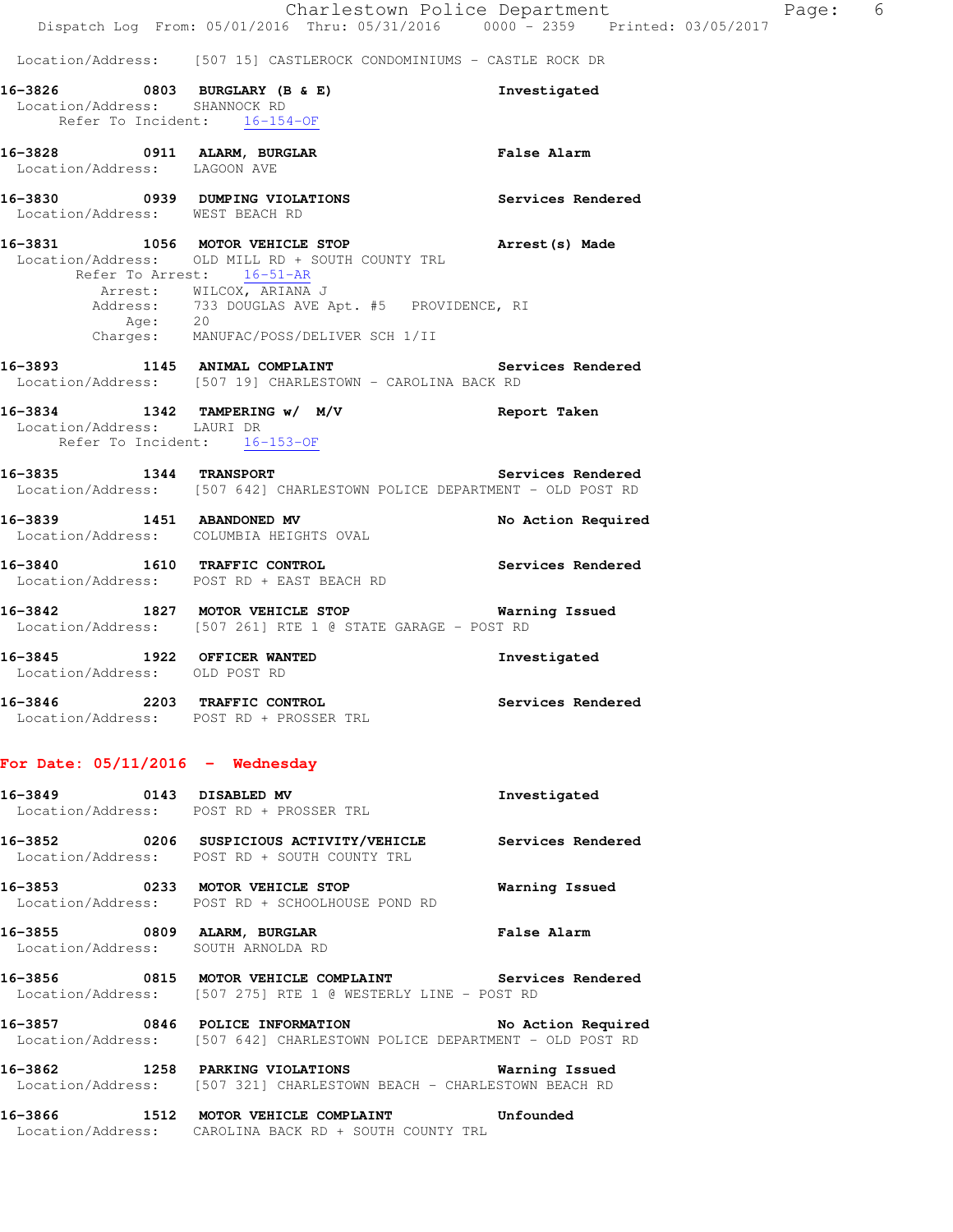Location/Address: [507 15] CASTLEROCK CONDOMINIUMS - CASTLE ROCK DR

**16-3826 0803 BURGLARY (B & E) Investigated**
Location/Address: SHANNOCK RD
Refer To Incident: 16-154-OF

**16-3828 0911 ALARM, BURGLAR False Alarm**
Location/Address: LAGOON AVE

**16-3830 0939 DUMPING VIOLATIONS Services Rendered**
Location/Address: WEST BEACH RD

**16-3831 1056 MOTOR VEHICLE STOP Arrest(s) Made**
Location/Address: OLD MILL RD + SOUTH COUNTY TRL
Refer To Arrest: 16-51-AR
Arrest: WILCOX, ARIANA J
Address: 733 DOUGLAS AVE Apt. #5 PROVIDENCE, RI
Age: 20
Charges: MANUFAC/POSS/DELIVER SCH 1/II

**16-3893 1145 ANIMAL COMPLAINT Services Rendered**
Location/Address: [507 19] CHARLESTOWN - CAROLINA BACK RD

**16-3834 1342 TAMPERING w/ M/V Report Taken**
Location/Address: LAURI DR
Refer To Incident: 16-153-OF

**16-3835 1344 TRANSPORT Services Rendered**
Location/Address: [507 642] CHARLESTOWN POLICE DEPARTMENT - OLD POST RD

**16-3839 1451 ABANDONED MV No Action Required**
Location/Address: COLUMBIA HEIGHTS OVAL

**16-3840 1610 TRAFFIC CONTROL Services Rendered**
Location/Address: POST RD + EAST BEACH RD

**16-3842 1827 MOTOR VEHICLE STOP Warning Issued**
Location/Address: [507 261] RTE 1 @ STATE GARAGE - POST RD

**16-3845 1922 OFFICER WANTED Investigated**
Location/Address: OLD POST RD

**16-3846 2203 TRAFFIC CONTROL Services Rendered**
Location/Address: POST RD + PROSSER TRL

## For Date: 05/11/2016 - Wednesday

**16-3849 0143 DISABLED MV Investigated**
Location/Address: POST RD + PROSSER TRL

**16-3852 0206 SUSPICIOUS ACTIVITY/VEHICLE Services Rendered**
Location/Address: POST RD + SOUTH COUNTY TRL

**16-3853 0233 MOTOR VEHICLE STOP Warning Issued**
Location/Address: POST RD + SCHOOLHOUSE POND RD

**16-3855 0809 ALARM, BURGLAR False Alarm**
Location/Address: SOUTH ARNOLDA RD

**16-3856 0815 MOTOR VEHICLE COMPLAINT Services Rendered**
Location/Address: [507 275] RTE 1 @ WESTERLY LINE - POST RD

**16-3857 0846 POLICE INFORMATION No Action Required**
Location/Address: [507 642] CHARLESTOWN POLICE DEPARTMENT - OLD POST RD

**16-3862 1258 PARKING VIOLATIONS Warning Issued**
Location/Address: [507 321] CHARLESTOWN BEACH - CHARLESTOWN BEACH RD

**16-3866 1512 MOTOR VEHICLE COMPLAINT Unfounded**
Location/Address: CAROLINA BACK RD + SOUTH COUNTY TRL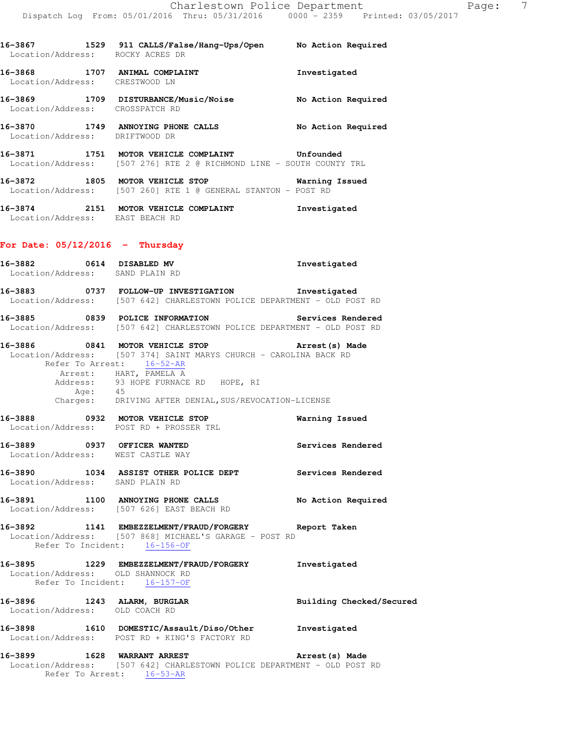16-3867 1529 911 CALLS/False/Hang-Ups/Open No Action Required
Location/Address: ROCKY ACRES DR

16-3868 1707 ANIMAL COMPLAINT Investigated
Location/Address: CRESTWOOD LN

16-3869 1709 DISTURBANCE/Music/Noise No Action Required
Location/Address: CROSSPATCH RD

16-3870 1749 ANNOYING PHONE CALLS No Action Required
Location/Address: DRIFTWOOD DR

16-3871 1751 MOTOR VEHICLE COMPLAINT Unfounded
Location/Address: [507 276] RTE 2 @ RICHMOND LINE - SOUTH COUNTY TRL

16-3872 1805 MOTOR VEHICLE STOP Warning Issued
Location/Address: [507 260] RTE 1 @ GENERAL STANTON - POST RD

16-3874 2151 MOTOR VEHICLE COMPLAINT Investigated
Location/Address: EAST BEACH RD

## For Date: 05/12/2016 - Thursday

16-3882 0614 DISABLED MV Investigated
Location/Address: SAND PLAIN RD

16-3883 0737 FOLLOW-UP INVESTIGATION Investigated
Location/Address: [507 642] CHARLESTOWN POLICE DEPARTMENT - OLD POST RD

16-3885 0839 POLICE INFORMATION Services Rendered
Location/Address: [507 642] CHARLESTOWN POLICE DEPARTMENT - OLD POST RD

16-3886 0841 MOTOR VEHICLE STOP Arrest(s) Made
Location/Address: [507 374] SAINT MARYS CHURCH - CAROLINA BACK RD
Refer To Arrest: 16-52-AR
Arrest: HART, PAMELA A
Address: 93 HOPE FURNACE RD HOPE, RI
Age: 45
Charges: DRIVING AFTER DENIAL,SUS/REVOCATION-LICENSE

16-3888 0932 MOTOR VEHICLE STOP Warning Issued
Location/Address: POST RD + PROSSER TRL

16-3889 0937 OFFICER WANTED Services Rendered
Location/Address: WEST CASTLE WAY

16-3890 1034 ASSIST OTHER POLICE DEPT Services Rendered
Location/Address: SAND PLAIN RD

16-3891 1100 ANNOYING PHONE CALLS No Action Required
Location/Address: [507 626] EAST BEACH RD

16-3892 1141 EMBEZZELMENT/FRAUD/FORGERY Report Taken
Location/Address: [507 868] MICHAEL'S GARAGE - POST RD
Refer To Incident: 16-156-OF

16-3895 1229 EMBEZZELMENT/FRAUD/FORGERY Investigated
Location/Address: OLD SHANNOCK RD
Refer To Incident: 16-157-OF

16-3896 1243 ALARM, BURGLAR Building Checked/Secured
Location/Address: OLD COACH RD

16-3898 1610 DOMESTIC/Assault/Diso/Other Investigated
Location/Address: POST RD + KING'S FACTORY RD

16-3899 1628 WARRANT ARREST Arrest(s) Made
Location/Address: [507 642] CHARLESTOWN POLICE DEPARTMENT - OLD POST RD
Refer To Arrest: 16-53-AR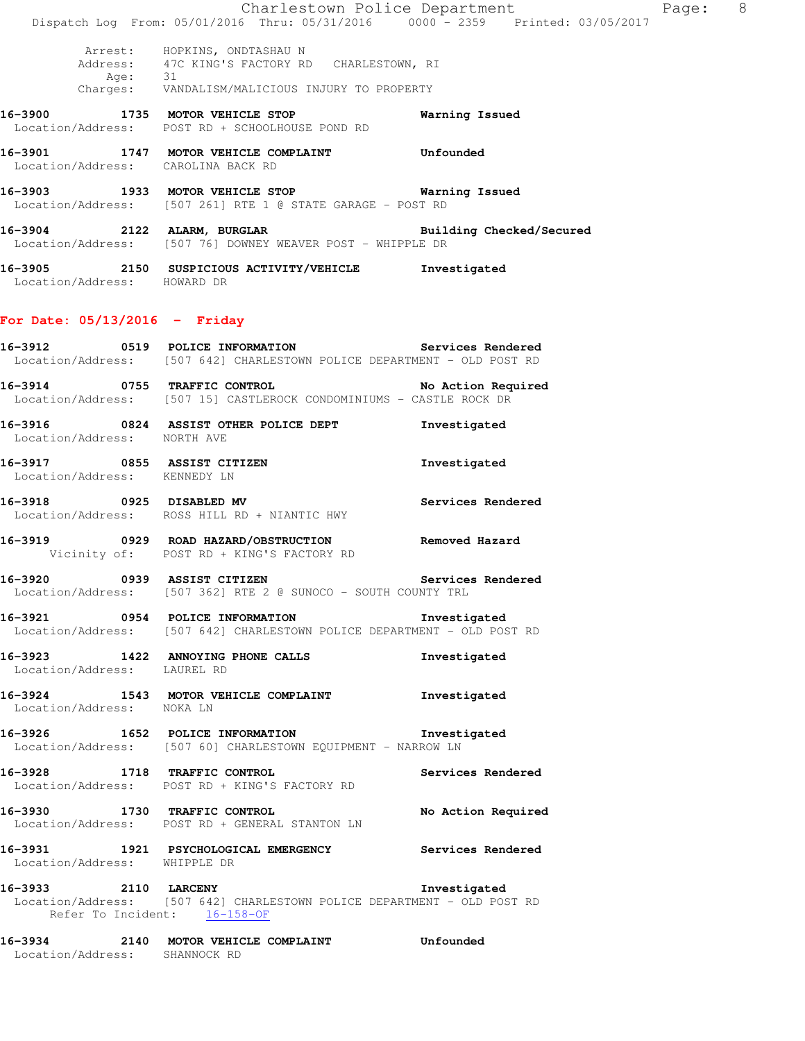Arrest: HOPKINS, ONDTASHAU N
Address: 47C KING'S FACTORY RD CHARLESTOWN, RI
Age: 31
Charges: VANDALISM/MALICIOUS INJURY TO PROPERTY

**16-3900 1735 MOTOR VEHICLE STOP** — **Warning Issued**
Location/Address: POST RD + SCHOOLHOUSE POND RD

**16-3901 1747 MOTOR VEHICLE COMPLAINT** — **Unfounded**
Location/Address: CAROLINA BACK RD

**16-3903 1933 MOTOR VEHICLE STOP** — **Warning Issued**
Location/Address: [507 261] RTE 1 @ STATE GARAGE - POST RD

**16-3904 2122 ALARM, BURGLAR** — **Building Checked/Secured**
Location/Address: [507 76] DOWNEY WEAVER POST - WHIPPLE DR

**16-3905 2150 SUSPICIOUS ACTIVITY/VEHICLE** — **Investigated**
Location/Address: HOWARD DR

## For Date: 05/13/2016 - Friday

**16-3912 0519 POLICE INFORMATION** — **Services Rendered**
Location/Address: [507 642] CHARLESTOWN POLICE DEPARTMENT - OLD POST RD

**16-3914 0755 TRAFFIC CONTROL** — **No Action Required**
Location/Address: [507 15] CASTLEROCK CONDOMINIUMS - CASTLE ROCK DR

**16-3916 0824 ASSIST OTHER POLICE DEPT** — **Investigated**
Location/Address: NORTH AVE

**16-3917 0855 ASSIST CITIZEN** — **Investigated**
Location/Address: KENNEDY LN

**16-3918 0925 DISABLED MV** — **Services Rendered**
Location/Address: ROSS HILL RD + NIANTIC HWY

**16-3919 0929 ROAD HAZARD/OBSTRUCTION** — **Removed Hazard**
Vicinity of: POST RD + KING'S FACTORY RD

**16-3920 0939 ASSIST CITIZEN** — **Services Rendered**
Location/Address: [507 362] RTE 2 @ SUNOCO - SOUTH COUNTY TRL

**16-3921 0954 POLICE INFORMATION** — **Investigated**
Location/Address: [507 642] CHARLESTOWN POLICE DEPARTMENT - OLD POST RD

**16-3923 1422 ANNOYING PHONE CALLS** — **Investigated**
Location/Address: LAUREL RD

**16-3924 1543 MOTOR VEHICLE COMPLAINT** — **Investigated**
Location/Address: NOKA LN

**16-3926 1652 POLICE INFORMATION** — **Investigated**
Location/Address: [507 60] CHARLESTOWN EQUIPMENT - NARROW LN

**16-3928 1718 TRAFFIC CONTROL** — **Services Rendered**
Location/Address: POST RD + KING'S FACTORY RD

**16-3930 1730 TRAFFIC CONTROL** — **No Action Required**
Location/Address: POST RD + GENERAL STANTON LN

**16-3931 1921 PSYCHOLOGICAL EMERGENCY** — **Services Rendered**
Location/Address: WHIPPLE DR

**16-3933 2110 LARCENY** — **Investigated**
Location/Address: [507 642] CHARLESTOWN POLICE DEPARTMENT - OLD POST RD
Refer To Incident: 16-158-OF

**16-3934 2140 MOTOR VEHICLE COMPLAINT** — **Unfounded**
Location/Address: SHANNOCK RD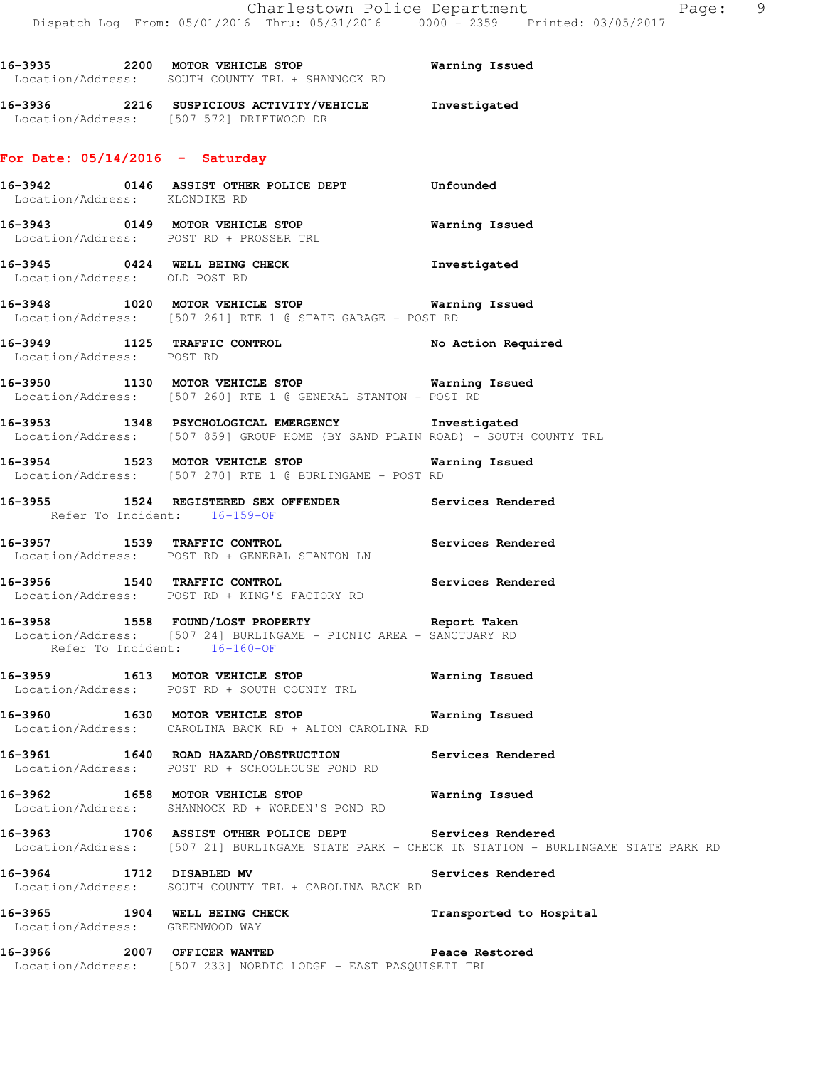16-3935 2200 MOTOR VEHICLE STOP Warning Issued
Location/Address: SOUTH COUNTY TRL + SHANNOCK RD

16-3936 2216 SUSPICIOUS ACTIVITY/VEHICLE Investigated
Location/Address: [507 572] DRIFTWOOD DR

**For Date: 05/14/2016 - Saturday**

16-3942 0146 ASSIST OTHER POLICE DEPT Unfounded
Location/Address: KLONDIKE RD

16-3943 0149 MOTOR VEHICLE STOP Warning Issued
Location/Address: POST RD + PROSSER TRL

16-3945 0424 WELL BEING CHECK Investigated
Location/Address: OLD POST RD

16-3948 1020 MOTOR VEHICLE STOP Warning Issued
Location/Address: [507 261] RTE 1 @ STATE GARAGE - POST RD

16-3949 1125 TRAFFIC CONTROL No Action Required
Location/Address: POST RD

16-3950 1130 MOTOR VEHICLE STOP Warning Issued
Location/Address: [507 260] RTE 1 @ GENERAL STANTON - POST RD

16-3953 1348 PSYCHOLOGICAL EMERGENCY Investigated
Location/Address: [507 859] GROUP HOME (BY SAND PLAIN ROAD) - SOUTH COUNTY TRL

16-3954 1523 MOTOR VEHICLE STOP Warning Issued
Location/Address: [507 270] RTE 1 @ BURLINGAME - POST RD

16-3955 1524 REGISTERED SEX OFFENDER Services Rendered
Refer To Incident: 16-159-OF

16-3957 1539 TRAFFIC CONTROL Services Rendered
Location/Address: POST RD + GENERAL STANTON LN

16-3956 1540 TRAFFIC CONTROL Services Rendered
Location/Address: POST RD + KING'S FACTORY RD

16-3958 1558 FOUND/LOST PROPERTY Report Taken
Location/Address: [507 24] BURLINGAME - PICNIC AREA - SANCTUARY RD
Refer To Incident: 16-160-OF

16-3959 1613 MOTOR VEHICLE STOP Warning Issued
Location/Address: POST RD + SOUTH COUNTY TRL

16-3960 1630 MOTOR VEHICLE STOP Warning Issued
Location/Address: CAROLINA BACK RD + ALTON CAROLINA RD

16-3961 1640 ROAD HAZARD/OBSTRUCTION Services Rendered
Location/Address: POST RD + SCHOOLHOUSE POND RD

16-3962 1658 MOTOR VEHICLE STOP Warning Issued
Location/Address: SHANNOCK RD + WORDEN'S POND RD

16-3963 1706 ASSIST OTHER POLICE DEPT Services Rendered
Location/Address: [507 21] BURLINGAME STATE PARK - CHECK IN STATION - BURLINGAME STATE PARK RD

16-3964 1712 DISABLED MV Services Rendered
Location/Address: SOUTH COUNTY TRL + CAROLINA BACK RD

16-3965 1904 WELL BEING CHECK Transported to Hospital
Location/Address: GREENWOOD WAY

16-3966 2007 OFFICER WANTED Peace Restored
Location/Address: [507 233] NORDIC LODGE - EAST PASQUISETT TRL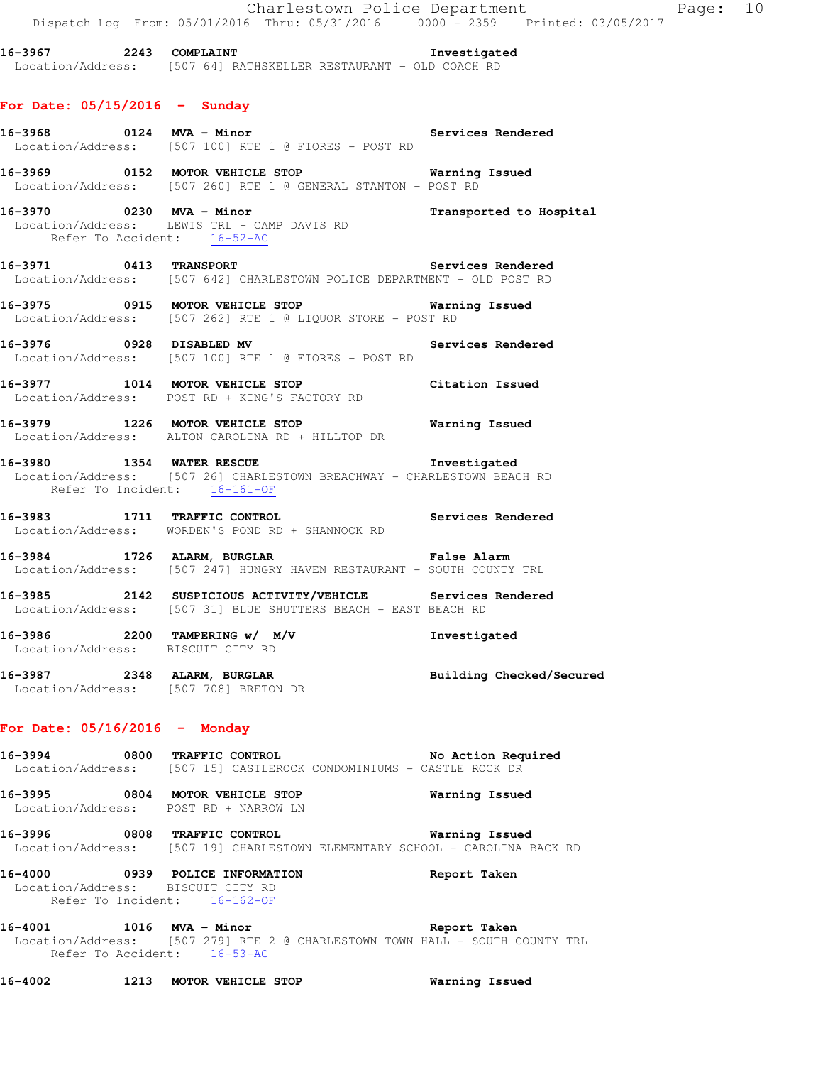**16-3967 2243 COMPLAINT Investigated**
Location/Address: [507 64] RATHSKELLER RESTAURANT - OLD COACH RD

## For Date: 05/15/2016 - Sunday

**16-3968 0124 MVA - Minor Services Rendered**
Location/Address: [507 100] RTE 1 @ FIORES - POST RD

**16-3969 0152 MOTOR VEHICLE STOP Warning Issued**
Location/Address: [507 260] RTE 1 @ GENERAL STANTON - POST RD

**16-3970 0230 MVA - Minor Transported to Hospital**
Location/Address: LEWIS TRL + CAMP DAVIS RD
Refer To Accident: 16-52-AC

**16-3971 0413 TRANSPORT Services Rendered**
Location/Address: [507 642] CHARLESTOWN POLICE DEPARTMENT - OLD POST RD

**16-3975 0915 MOTOR VEHICLE STOP Warning Issued**
Location/Address: [507 262] RTE 1 @ LIQUOR STORE - POST RD

**16-3976 0928 DISABLED MV Services Rendered**
Location/Address: [507 100] RTE 1 @ FIORES - POST RD

**16-3977 1014 MOTOR VEHICLE STOP Citation Issued**
Location/Address: POST RD + KING'S FACTORY RD

**16-3979 1226 MOTOR VEHICLE STOP Warning Issued**
Location/Address: ALTON CAROLINA RD + HILLTOP DR

**16-3980 1354 WATER RESCUE Investigated**
Location/Address: [507 26] CHARLESTOWN BREACHWAY - CHARLESTOWN BEACH RD
Refer To Incident: 16-161-OF

**16-3983 1711 TRAFFIC CONTROL Services Rendered**
Location/Address: WORDEN'S POND RD + SHANNOCK RD

**16-3984 1726 ALARM, BURGLAR False Alarm**
Location/Address: [507 247] HUNGRY HAVEN RESTAURANT - SOUTH COUNTY TRL

**16-3985 2142 SUSPICIOUS ACTIVITY/VEHICLE Services Rendered**
Location/Address: [507 31] BLUE SHUTTERS BEACH - EAST BEACH RD

**16-3986 2200 TAMPERING w/ M/V Investigated**
Location/Address: BISCUIT CITY RD

**16-3987 2348 ALARM, BURGLAR Building Checked/Secured**
Location/Address: [507 708] BRETON DR

## For Date: 05/16/2016 - Monday

**16-3994 0800 TRAFFIC CONTROL No Action Required**
Location/Address: [507 15] CASTLEROCK CONDOMINIUMS - CASTLE ROCK DR

**16-3995 0804 MOTOR VEHICLE STOP Warning Issued**
Location/Address: POST RD + NARROW LN

**16-3996 0808 TRAFFIC CONTROL Warning Issued**
Location/Address: [507 19] CHARLESTOWN ELEMENTARY SCHOOL - CAROLINA BACK RD

**16-4000 0939 POLICE INFORMATION Report Taken**
Location/Address: BISCUIT CITY RD
Refer To Incident: 16-162-OF

**16-4001 1016 MVA - Minor Report Taken**
Location/Address: [507 279] RTE 2 @ CHARLESTOWN TOWN HALL - SOUTH COUNTY TRL
Refer To Accident: 16-53-AC

**16-4002 1213 MOTOR VEHICLE STOP Warning Issued**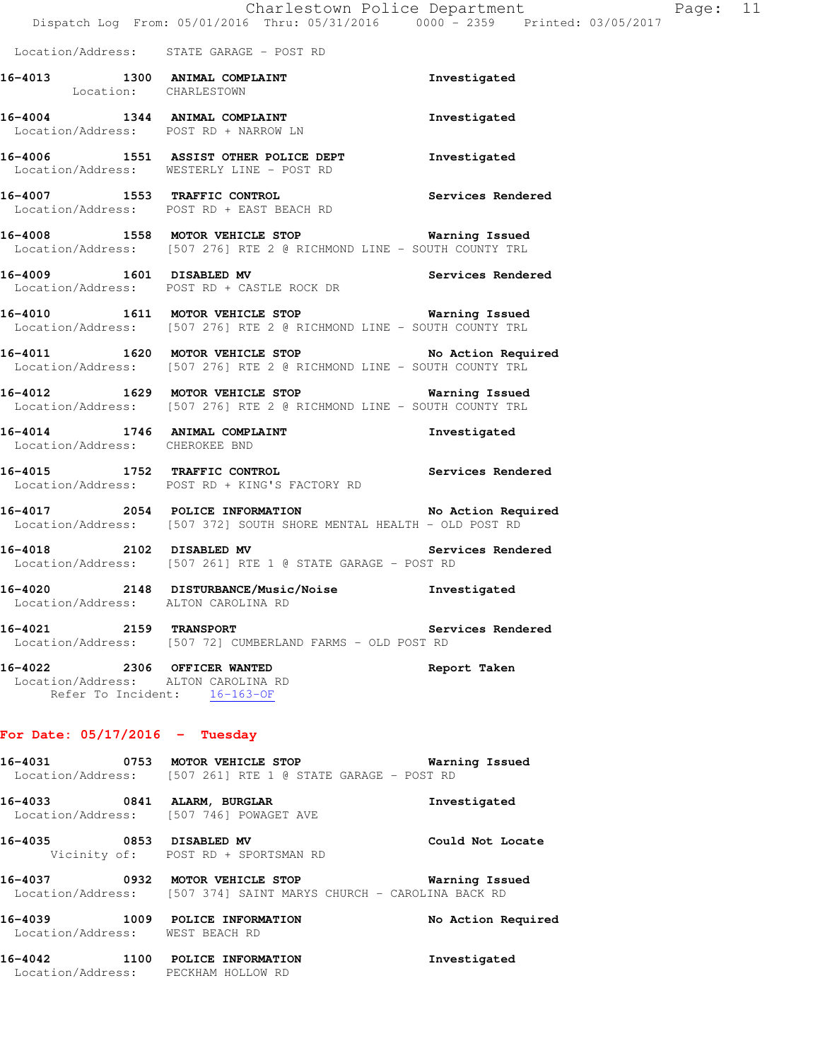Location/Address: STATE GARAGE - POST RD

**16-4013 1300 ANIMAL COMPLAINT** Investigated
Location: CHARLESTOWN

**16-4004 1344 ANIMAL COMPLAINT** Investigated
Location/Address: POST RD + NARROW LN

**16-4006 1551 ASSIST OTHER POLICE DEPT** Investigated
Location/Address: WESTERLY LINE - POST RD

**16-4007 1553 TRAFFIC CONTROL** Services Rendered
Location/Address: POST RD + EAST BEACH RD

**16-4008 1558 MOTOR VEHICLE STOP** Warning Issued
Location/Address: [507 276] RTE 2 @ RICHMOND LINE - SOUTH COUNTY TRL

**16-4009 1601 DISABLED MV** Services Rendered
Location/Address: POST RD + CASTLE ROCK DR

**16-4010 1611 MOTOR VEHICLE STOP** Warning Issued
Location/Address: [507 276] RTE 2 @ RICHMOND LINE - SOUTH COUNTY TRL

**16-4011 1620 MOTOR VEHICLE STOP** No Action Required
Location/Address: [507 276] RTE 2 @ RICHMOND LINE - SOUTH COUNTY TRL

**16-4012 1629 MOTOR VEHICLE STOP** Warning Issued
Location/Address: [507 276] RTE 2 @ RICHMOND LINE - SOUTH COUNTY TRL

**16-4014 1746 ANIMAL COMPLAINT** Investigated
Location/Address: CHEROKEE BND

**16-4015 1752 TRAFFIC CONTROL** Services Rendered
Location/Address: POST RD + KING'S FACTORY RD

**16-4017 2054 POLICE INFORMATION** No Action Required
Location/Address: [507 372] SOUTH SHORE MENTAL HEALTH - OLD POST RD

**16-4018 2102 DISABLED MV** Services Rendered
Location/Address: [507 261] RTE 1 @ STATE GARAGE - POST RD

**16-4020 2148 DISTURBANCE/Music/Noise** Investigated
Location/Address: ALTON CAROLINA RD

**16-4021 2159 TRANSPORT** Services Rendered
Location/Address: [507 72] CUMBERLAND FARMS - OLD POST RD

**16-4022 2306 OFFICER WANTED** Report Taken
Location/Address: ALTON CAROLINA RD
Refer To Incident: 16-163-OF

## For Date: 05/17/2016 - Tuesday

**16-4031 0753 MOTOR VEHICLE STOP** Warning Issued
Location/Address: [507 261] RTE 1 @ STATE GARAGE - POST RD

**16-4033 0841 ALARM, BURGLAR** Investigated
Location/Address: [507 746] POWAGET AVE

**16-4035 0853 DISABLED MV** Could Not Locate
Vicinity of: POST RD + SPORTSMAN RD

**16-4037 0932 MOTOR VEHICLE STOP** Warning Issued
Location/Address: [507 374] SAINT MARYS CHURCH - CAROLINA BACK RD

**16-4039 1009 POLICE INFORMATION** No Action Required
Location/Address: WEST BEACH RD

**16-4042 1100 POLICE INFORMATION** Investigated
Location/Address: PECKHAM HOLLOW RD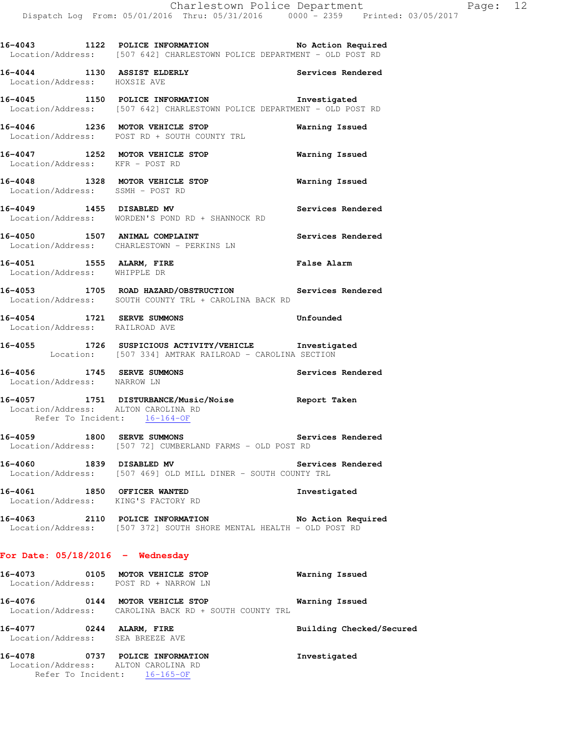16-4043 1122 POLICE INFORMATION No Action Required
Location/Address: [507 642] CHARLESTOWN POLICE DEPARTMENT - OLD POST RD

16-4044 1130 ASSIST ELDERLY Services Rendered
Location/Address: HOXSIE AVE

16-4045 1150 POLICE INFORMATION Investigated
Location/Address: [507 642] CHARLESTOWN POLICE DEPARTMENT - OLD POST RD

16-4046 1236 MOTOR VEHICLE STOP Warning Issued
Location/Address: POST RD + SOUTH COUNTY TRL

16-4047 1252 MOTOR VEHICLE STOP Warning Issued
Location/Address: KFR - POST RD

16-4048 1328 MOTOR VEHICLE STOP Warning Issued
Location/Address: SSMH - POST RD

16-4049 1455 DISABLED MV Services Rendered
Location/Address: WORDEN'S POND RD + SHANNOCK RD

16-4050 1507 ANIMAL COMPLAINT Services Rendered
Location/Address: CHARLESTOWN - PERKINS LN

16-4051 1555 ALARM, FIRE False Alarm
Location/Address: WHIPPLE DR

16-4053 1705 ROAD HAZARD/OBSTRUCTION Services Rendered
Location/Address: SOUTH COUNTY TRL + CAROLINA BACK RD

16-4054 1721 SERVE SUMMONS Unfounded
Location/Address: RAILROAD AVE

16-4055 1726 SUSPICIOUS ACTIVITY/VEHICLE Investigated
Location: [507 334] AMTRAK RAILROAD - CAROLINA SECTION

16-4056 1745 SERVE SUMMONS Services Rendered
Location/Address: NARROW LN

16-4057 1751 DISTURBANCE/Music/Noise Report Taken
Location/Address: ALTON CAROLINA RD
Refer To Incident: 16-164-OF

16-4059 1800 SERVE SUMMONS Services Rendered
Location/Address: [507 72] CUMBERLAND FARMS - OLD POST RD

16-4060 1839 DISABLED MV Services Rendered
Location/Address: [507 469] OLD MILL DINER - SOUTH COUNTY TRL

16-4061 1850 OFFICER WANTED Investigated
Location/Address: KING'S FACTORY RD

16-4063 2110 POLICE INFORMATION No Action Required
Location/Address: [507 372] SOUTH SHORE MENTAL HEALTH - OLD POST RD

## For Date: 05/18/2016 - Wednesday

16-4073 0105 MOTOR VEHICLE STOP Warning Issued
Location/Address: POST RD + NARROW LN

16-4076 0144 MOTOR VEHICLE STOP Warning Issued
Location/Address: CAROLINA BACK RD + SOUTH COUNTY TRL

16-4077 0244 ALARM, FIRE Building Checked/Secured
Location/Address: SEA BREEZE AVE

16-4078 0737 POLICE INFORMATION Investigated
Location/Address: ALTON CAROLINA RD
Refer To Incident: 16-165-OF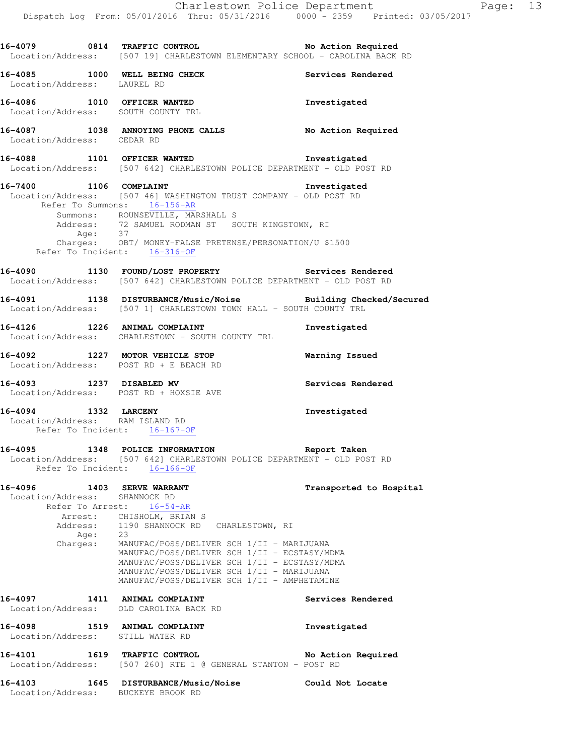16-4079 0814 TRAFFIC CONTROL No Action Required
Location/Address: [507 19] CHARLESTOWN ELEMENTARY SCHOOL - CAROLINA BACK RD

16-4085 1000 WELL BEING CHECK Services Rendered
Location/Address: LAUREL RD

16-4086 1010 OFFICER WANTED Investigated
Location/Address: SOUTH COUNTY TRL

16-4087 1038 ANNOYING PHONE CALLS No Action Required
Location/Address: CEDAR RD

16-4088 1101 OFFICER WANTED Investigated
Location/Address: [507 642] CHARLESTOWN POLICE DEPARTMENT - OLD POST RD

16-7400 1106 COMPLAINT Investigated
Location/Address: [507 46] WASHINGTON TRUST COMPANY - OLD POST RD
Refer To Summons: 16-156-AR
Summons: ROUNSEVILLE, MARSHALL S
Address: 72 SAMUEL RODMAN ST SOUTH KINGSTOWN, RI
Age: 37
Charges: OBT/ MONEY-FALSE PRETENSE/PERSONATION/U $1500
Refer To Incident: 16-316-OF

16-4090 1130 FOUND/LOST PROPERTY Services Rendered
Location/Address: [507 642] CHARLESTOWN POLICE DEPARTMENT - OLD POST RD

16-4091 1138 DISTURBANCE/Music/Noise Building Checked/Secured
Location/Address: [507 1] CHARLESTOWN TOWN HALL - SOUTH COUNTY TRL

16-4126 1226 ANIMAL COMPLAINT Investigated
Location/Address: CHARLESTOWN - SOUTH COUNTY TRL

16-4092 1227 MOTOR VEHICLE STOP Warning Issued
Location/Address: POST RD + E BEACH RD

16-4093 1237 DISABLED MV Services Rendered
Location/Address: POST RD + HOXSIE AVE

16-4094 1332 LARCENY Investigated
Location/Address: RAM ISLAND RD
Refer To Incident: 16-167-OF

16-4095 1348 POLICE INFORMATION Report Taken
Location/Address: [507 642] CHARLESTOWN POLICE DEPARTMENT - OLD POST RD
Refer To Incident: 16-166-OF

16-4096 1403 SERVE WARRANT Transported to Hospital
Location/Address: SHANNOCK RD
Refer To Arrest: 16-54-AR
Arrest: CHISHOLM, BRIAN S
Address: 1190 SHANNOCK RD CHARLESTOWN, RI
Age: 23
Charges: MANUFAC/POSS/DELIVER SCH 1/II - MARIJUANA
MANUFAC/POSS/DELIVER SCH 1/II - ECSTASY/MDMA
MANUFAC/POSS/DELIVER SCH 1/II - ECSTASY/MDMA
MANUFAC/POSS/DELIVER SCH 1/II - MARIJUANA
MANUFAC/POSS/DELIVER SCH 1/II - AMPHETAMINE

16-4097 1411 ANIMAL COMPLAINT Services Rendered
Location/Address: OLD CAROLINA BACK RD

16-4098 1519 ANIMAL COMPLAINT Investigated
Location/Address: STILL WATER RD

16-4101 1619 TRAFFIC CONTROL No Action Required
Location/Address: [507 260] RTE 1 @ GENERAL STANTON - POST RD

16-4103 1645 DISTURBANCE/Music/Noise Could Not Locate
Location/Address: BUCKEYE BROOK RD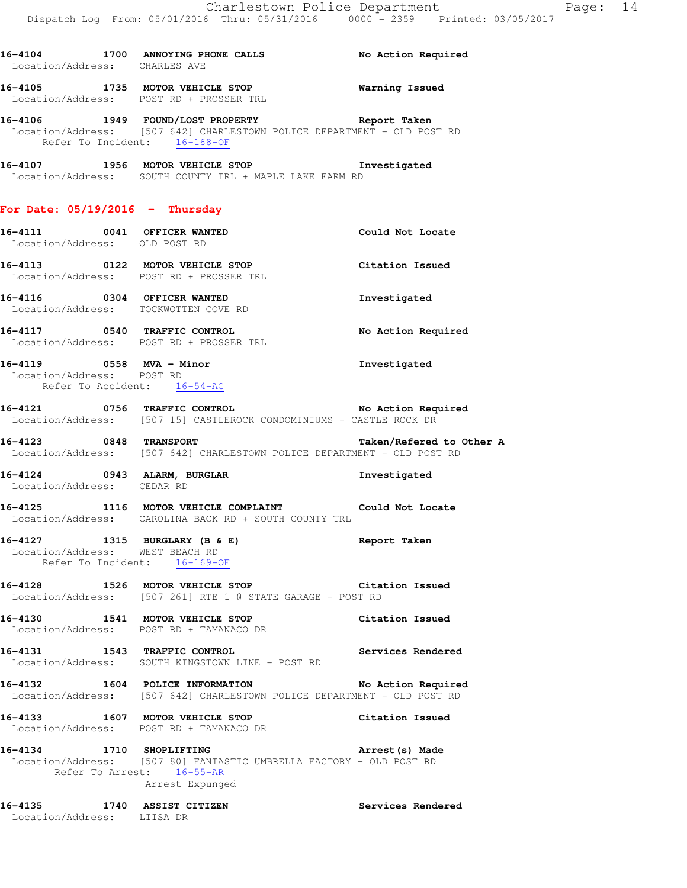16-4104 1700 **ANNOYING PHONE CALLS** No Action Required
Location/Address: CHARLES AVE

16-4105 1735 **MOTOR VEHICLE STOP** Warning Issued
Location/Address: POST RD + PROSSER TRL

16-4106 1949 **FOUND/LOST PROPERTY** Report Taken
Location/Address: [507 642] CHARLESTOWN POLICE DEPARTMENT - OLD POST RD
Refer To Incident: 16-168-OF

16-4107 1956 **MOTOR VEHICLE STOP** Investigated
Location/Address: SOUTH COUNTY TRL + MAPLE LAKE FARM RD

## For Date: 05/19/2016 - Thursday

16-4111 0041 **OFFICER WANTED** Could Not Locate
Location/Address: OLD POST RD

16-4113 0122 **MOTOR VEHICLE STOP** Citation Issued
Location/Address: POST RD + PROSSER TRL

16-4116 0304 **OFFICER WANTED** Investigated
Location/Address: TOCKWOTTEN COVE RD

16-4117 0540 **TRAFFIC CONTROL** No Action Required
Location/Address: POST RD + PROSSER TRL

16-4119 0558 **MVA - Minor** Investigated
Location/Address: POST RD
Refer To Accident: 16-54-AC

16-4121 0756 **TRAFFIC CONTROL** No Action Required
Location/Address: [507 15] CASTLEROCK CONDOMINIUMS - CASTLE ROCK DR

16-4123 0848 **TRANSPORT** Taken/Refered to Other A
Location/Address: [507 642] CHARLESTOWN POLICE DEPARTMENT - OLD POST RD

16-4124 0943 **ALARM, BURGLAR** Investigated
Location/Address: CEDAR RD

16-4125 1116 **MOTOR VEHICLE COMPLAINT** Could Not Locate
Location/Address: CAROLINA BACK RD + SOUTH COUNTY TRL

16-4127 1315 **BURGLARY (B & E)** Report Taken
Location/Address: WEST BEACH RD
Refer To Incident: 16-169-OF

16-4128 1526 **MOTOR VEHICLE STOP** Citation Issued
Location/Address: [507 261] RTE 1 @ STATE GARAGE - POST RD

16-4130 1541 **MOTOR VEHICLE STOP** Citation Issued
Location/Address: POST RD + TAMANACO DR

16-4131 1543 **TRAFFIC CONTROL** Services Rendered
Location/Address: SOUTH KINGSTOWN LINE - POST RD

16-4132 1604 **POLICE INFORMATION** No Action Required
Location/Address: [507 642] CHARLESTOWN POLICE DEPARTMENT - OLD POST RD

16-4133 1607 **MOTOR VEHICLE STOP** Citation Issued
Location/Address: POST RD + TAMANACO DR

16-4134 1710 **SHOPLIFTING** Arrest(s) Made
Location/Address: [507 80] FANTASTIC UMBRELLA FACTORY - OLD POST RD
Refer To Arrest: 16-55-AR
Arrest Expunged

16-4135 1740 **ASSIST CITIZEN** Services Rendered
Location/Address: LIISA DR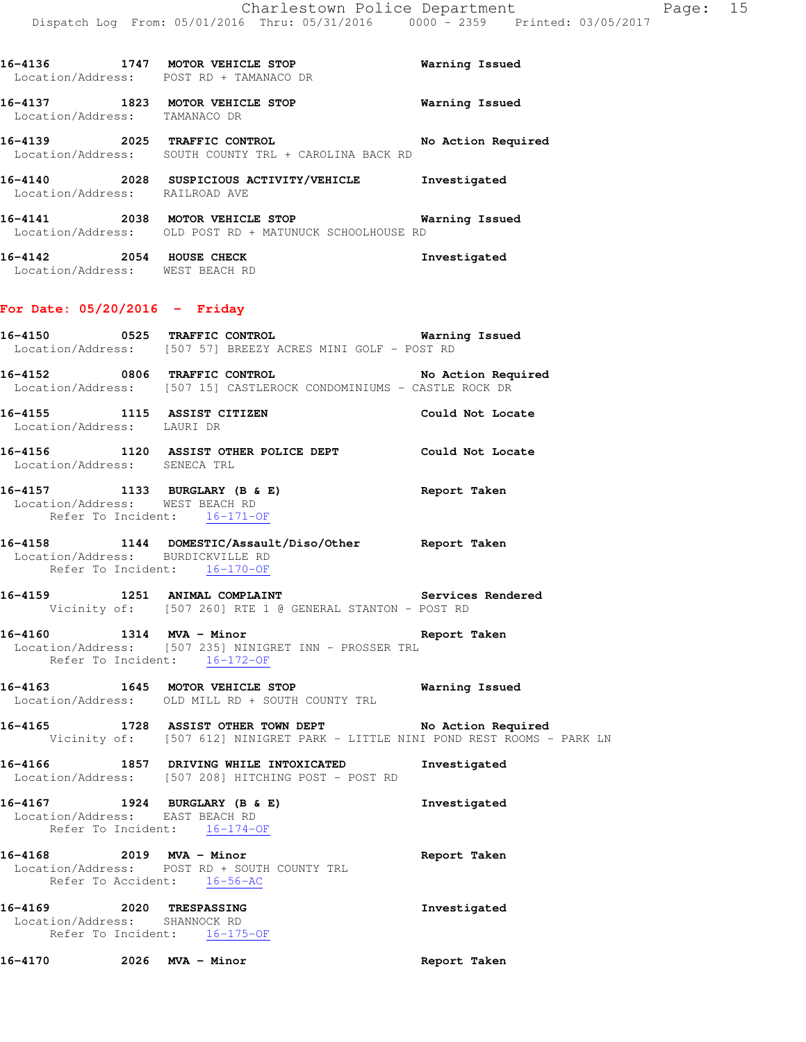16-4136 1747 **MOTOR VEHICLE STOP** Warning Issued
Location/Address: POST RD + TAMANACO DR

16-4137 1823 **MOTOR VEHICLE STOP** Warning Issued
Location/Address: TAMANACO DR

16-4139 2025 **TRAFFIC CONTROL** No Action Required
Location/Address: SOUTH COUNTY TRL + CAROLINA BACK RD

16-4140 2028 **SUSPICIOUS ACTIVITY/VEHICLE** Investigated
Location/Address: RAILROAD AVE

16-4141 2038 **MOTOR VEHICLE STOP** Warning Issued
Location/Address: OLD POST RD + MATUNUCK SCHOOLHOUSE RD

16-4142 2054 **HOUSE CHECK** Investigated
Location/Address: WEST BEACH RD

## For Date: 05/20/2016 - Friday

16-4150 0525 **TRAFFIC CONTROL** Warning Issued
Location/Address: [507 57] BREEZY ACRES MINI GOLF - POST RD

16-4152 0806 **TRAFFIC CONTROL** No Action Required
Location/Address: [507 15] CASTLEROCK CONDOMINIUMS - CASTLE ROCK DR

16-4155 1115 **ASSIST CITIZEN** Could Not Locate
Location/Address: LAURI DR

16-4156 1120 **ASSIST OTHER POLICE DEPT** Could Not Locate
Location/Address: SENECA TRL

16-4157 1133 **BURGLARY (B & E)** Report Taken
Location/Address: WEST BEACH RD
Refer To Incident: 16-171-OF

16-4158 1144 **DOMESTIC/Assault/Diso/Other** Report Taken
Location/Address: BURDICKVILLE RD
Refer To Incident: 16-170-OF

16-4159 1251 **ANIMAL COMPLAINT** Services Rendered
Vicinity of: [507 260] RTE 1 @ GENERAL STANTON - POST RD

16-4160 1314 **MVA - Minor** Report Taken
Location/Address: [507 235] NINIGRET INN - PROSSER TRL
Refer To Incident: 16-172-OF

16-4163 1645 **MOTOR VEHICLE STOP** Warning Issued
Location/Address: OLD MILL RD + SOUTH COUNTY TRL

16-4165 1728 **ASSIST OTHER TOWN DEPT** No Action Required
Vicinity of: [507 612] NINIGRET PARK - LITTLE NINI POND REST ROOMS - PARK LN

16-4166 1857 **DRIVING WHILE INTOXICATED** Investigated
Location/Address: [507 208] HITCHING POST - POST RD

16-4167 1924 **BURGLARY (B & E)** Investigated
Location/Address: EAST BEACH RD
Refer To Incident: 16-174-OF

16-4168 2019 **MVA - Minor** Report Taken
Location/Address: POST RD + SOUTH COUNTY TRL
Refer To Accident: 16-56-AC

16-4169 2020 **TRESPASSING** Investigated
Location/Address: SHANNOCK RD
Refer To Incident: 16-175-OF

16-4170 2026 **MVA - Minor** Report Taken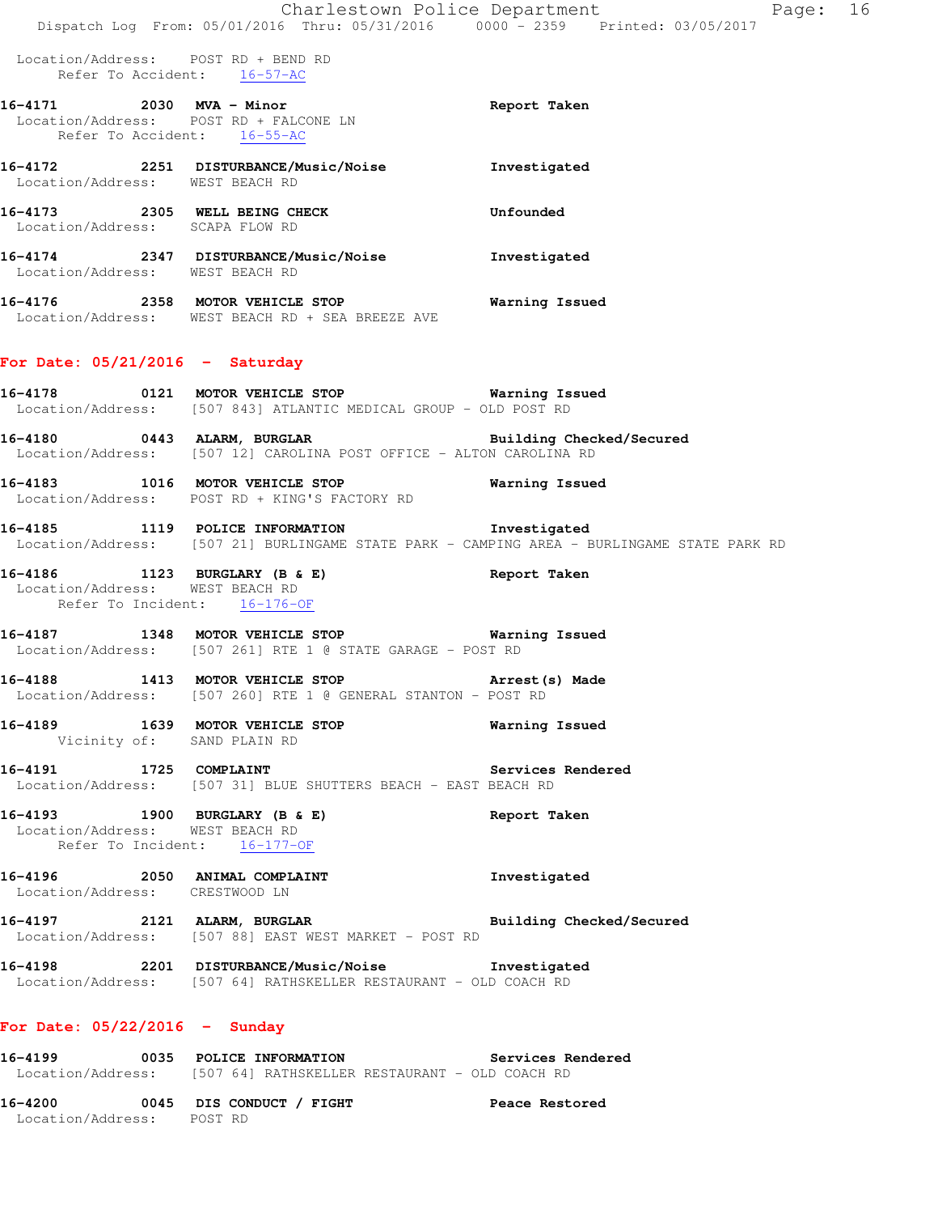Location/Address: POST RD + BEND RD
Refer To Accident: 16-57-AC

**16-4171 2030 MVA - Minor** **Report Taken**
Location/Address: POST RD + FALCONE LN
Refer To Accident: 16-55-AC

**16-4172 2251 DISTURBANCE/Music/Noise** **Investigated**
Location/Address: WEST BEACH RD

**16-4173 2305 WELL BEING CHECK** **Unfounded**
Location/Address: SCAPA FLOW RD

**16-4174 2347 DISTURBANCE/Music/Noise** **Investigated**
Location/Address: WEST BEACH RD

**16-4176 2358 MOTOR VEHICLE STOP** **Warning Issued**
Location/Address: WEST BEACH RD + SEA BREEZE AVE

## For Date: 05/21/2016 - Saturday

**16-4178 0121 MOTOR VEHICLE STOP** **Warning Issued**
Location/Address: [507 843] ATLANTIC MEDICAL GROUP - OLD POST RD

**16-4180 0443 ALARM, BURGLAR** **Building Checked/Secured**
Location/Address: [507 12] CAROLINA POST OFFICE - ALTON CAROLINA RD

**16-4183 1016 MOTOR VEHICLE STOP** **Warning Issued**
Location/Address: POST RD + KING'S FACTORY RD

**16-4185 1119 POLICE INFORMATION** **Investigated**
Location/Address: [507 21] BURLINGAME STATE PARK - CAMPING AREA - BURLINGAME STATE PARK RD

**16-4186 1123 BURGLARY (B & E)** **Report Taken**
Location/Address: WEST BEACH RD
Refer To Incident: 16-176-OF

**16-4187 1348 MOTOR VEHICLE STOP** **Warning Issued**
Location/Address: [507 261] RTE 1 @ STATE GARAGE - POST RD

**16-4188 1413 MOTOR VEHICLE STOP** **Arrest(s) Made**
Location/Address: [507 260] RTE 1 @ GENERAL STANTON - POST RD

**16-4189 1639 MOTOR VEHICLE STOP** **Warning Issued**
Vicinity of: SAND PLAIN RD

**16-4191 1725 COMPLAINT** **Services Rendered**
Location/Address: [507 31] BLUE SHUTTERS BEACH - EAST BEACH RD

**16-4193 1900 BURGLARY (B & E)** **Report Taken**
Location/Address: WEST BEACH RD
Refer To Incident: 16-177-OF

**16-4196 2050 ANIMAL COMPLAINT** **Investigated**
Location/Address: CRESTWOOD LN

**16-4197 2121 ALARM, BURGLAR** **Building Checked/Secured**
Location/Address: [507 88] EAST WEST MARKET - POST RD

**16-4198 2201 DISTURBANCE/Music/Noise** **Investigated**
Location/Address: [507 64] RATHSKELLER RESTAURANT - OLD COACH RD

## For Date: 05/22/2016 - Sunday

**16-4199 0035 POLICE INFORMATION** **Services Rendered**
Location/Address: [507 64] RATHSKELLER RESTAURANT - OLD COACH RD

**16-4200 0045 DIS CONDUCT / FIGHT** **Peace Restored**
Location/Address: POST RD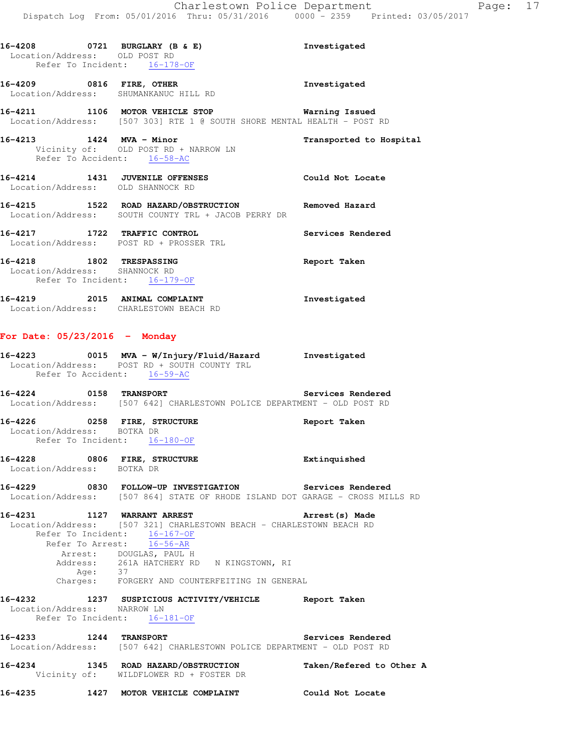**16-4208 0721 BURGLARY (B & E)** — **Investigated**
Location/Address: OLD POST RD
Refer To Incident: 16-178-OF

**16-4209 0816 FIRE, OTHER** — **Investigated**
Location/Address: SHUMANKANUC HILL RD

**16-4211 1106 MOTOR VEHICLE STOP** — **Warning Issued**
Location/Address: [507 303] RTE 1 @ SOUTH SHORE MENTAL HEALTH - POST RD

**16-4213 1424 MVA - Minor** — **Transported to Hospital**
Vicinity of: OLD POST RD + NARROW LN
Refer To Accident: 16-58-AC

**16-4214 1431 JUVENILE OFFENSES** — **Could Not Locate**
Location/Address: OLD SHANNOCK RD

**16-4215 1522 ROAD HAZARD/OBSTRUCTION** — **Removed Hazard**
Location/Address: SOUTH COUNTY TRL + JACOB PERRY DR

**16-4217 1722 TRAFFIC CONTROL** — **Services Rendered**
Location/Address: POST RD + PROSSER TRL

**16-4218 1802 TRESPASSING** — **Report Taken**
Location/Address: SHANNOCK RD
Refer To Incident: 16-179-OF

**16-4219 2015 ANIMAL COMPLAINT** — **Investigated**
Location/Address: CHARLESTOWN BEACH RD

## For Date: 05/23/2016 - Monday

**16-4223 0015 MVA - W/Injury/Fluid/Hazard** — **Investigated**
Location/Address: POST RD + SOUTH COUNTY TRL
Refer To Accident: 16-59-AC

**16-4224 0158 TRANSPORT** — **Services Rendered**
Location/Address: [507 642] CHARLESTOWN POLICE DEPARTMENT - OLD POST RD

**16-4226 0258 FIRE, STRUCTURE** — **Report Taken**
Location/Address: BOTKA DR
Refer To Incident: 16-180-OF

**16-4228 0806 FIRE, STRUCTURE** — **Extinquished**
Location/Address: BOTKA DR

**16-4229 0830 FOLLOW-UP INVESTIGATION** — **Services Rendered**
Location/Address: [507 864] STATE OF RHODE ISLAND DOT GARAGE - CROSS MILLS RD

**16-4231 1127 WARRANT ARREST** — **Arrest(s) Made**
Location/Address: [507 321] CHARLESTOWN BEACH - CHARLESTOWN BEACH RD
Refer To Incident: 16-167-OF
Refer To Arrest: 16-56-AR
Arrest: DOUGLAS, PAUL H
Address: 261A HATCHERY RD N KINGSTOWN, RI
Age: 37
Charges: FORGERY AND COUNTERFEITING IN GENERAL

**16-4232 1237 SUSPICIOUS ACTIVITY/VEHICLE** — **Report Taken**
Location/Address: NARROW LN
Refer To Incident: 16-181-OF

**16-4233 1244 TRANSPORT** — **Services Rendered**
Location/Address: [507 642] CHARLESTOWN POLICE DEPARTMENT - OLD POST RD

**16-4234 1345 ROAD HAZARD/OBSTRUCTION** — **Taken/Refered to Other A**
Vicinity of: WILDFLOWER RD + FOSTER DR

**16-4235 1427 MOTOR VEHICLE COMPLAINT** — **Could Not Locate**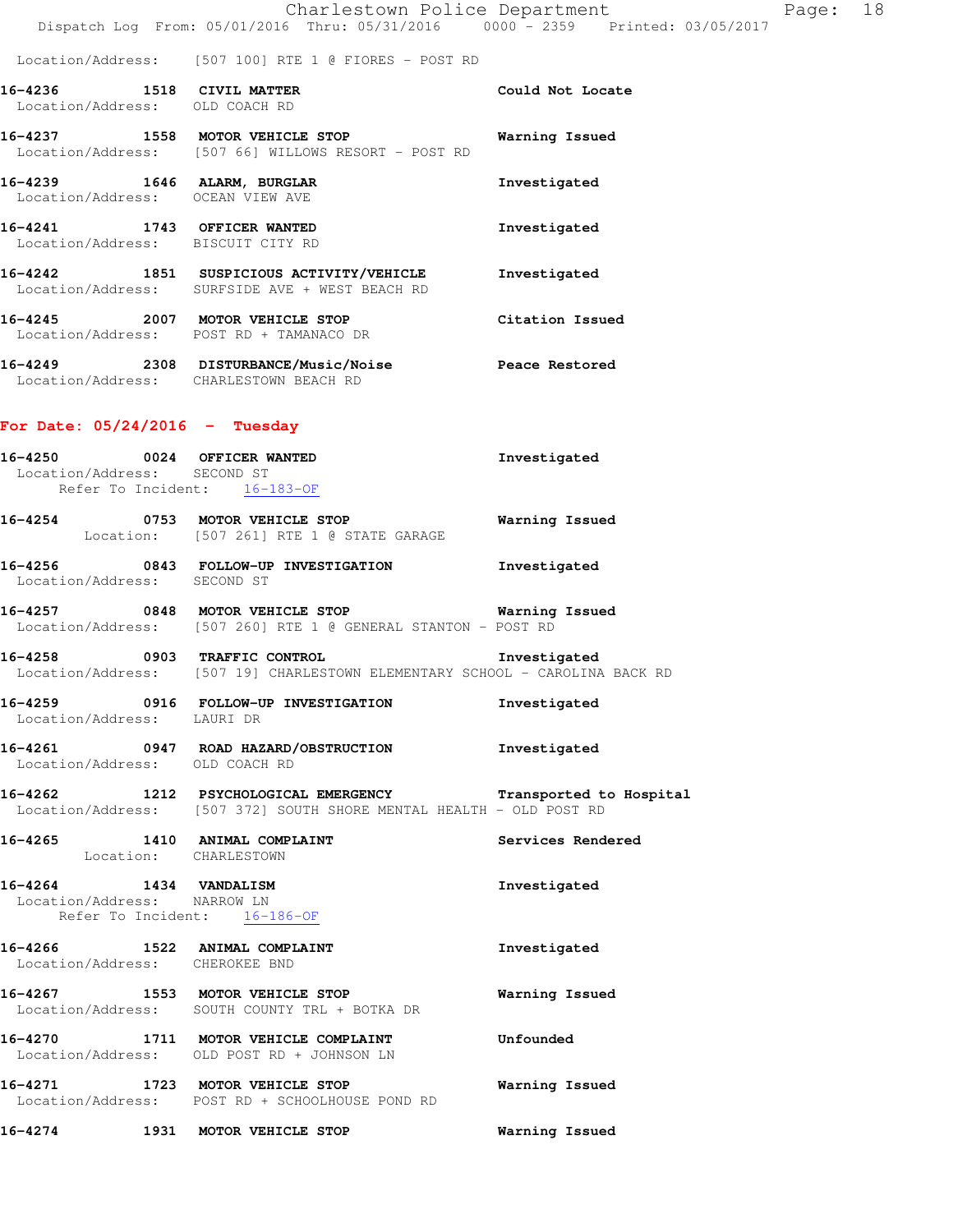Location/Address: [507 100] RTE 1 @ FIORES - POST RD

**16-4236 1518 CIVIL MATTER** — Could Not Locate
Location/Address: OLD COACH RD

**16-4237 1558 MOTOR VEHICLE STOP** — Warning Issued
Location/Address: [507 66] WILLOWS RESORT - POST RD

**16-4239 1646 ALARM, BURGLAR** — Investigated
Location/Address: OCEAN VIEW AVE

**16-4241 1743 OFFICER WANTED** — Investigated
Location/Address: BISCUIT CITY RD

**16-4242 1851 SUSPICIOUS ACTIVITY/VEHICLE** — Investigated
Location/Address: SURFSIDE AVE + WEST BEACH RD

**16-4245 2007 MOTOR VEHICLE STOP** — Citation Issued
Location/Address: POST RD + TAMANACO DR

**16-4249 2308 DISTURBANCE/Music/Noise** — Peace Restored
Location/Address: CHARLESTOWN BEACH RD

## For Date: 05/24/2016 - Tuesday

**16-4250 0024 OFFICER WANTED** — Investigated
Location/Address: SECOND ST
Refer To Incident: 16-183-OF

**16-4254 0753 MOTOR VEHICLE STOP** — Warning Issued
Location: [507 261] RTE 1 @ STATE GARAGE

**16-4256 0843 FOLLOW-UP INVESTIGATION** — Investigated
Location/Address: SECOND ST

**16-4257 0848 MOTOR VEHICLE STOP** — Warning Issued
Location/Address: [507 260] RTE 1 @ GENERAL STANTON - POST RD

**16-4258 0903 TRAFFIC CONTROL** — Investigated
Location/Address: [507 19] CHARLESTOWN ELEMENTARY SCHOOL - CAROLINA BACK RD

**16-4259 0916 FOLLOW-UP INVESTIGATION** — Investigated
Location/Address: LAURI DR

**16-4261 0947 ROAD HAZARD/OBSTRUCTION** — Investigated
Location/Address: OLD COACH RD

**16-4262 1212 PSYCHOLOGICAL EMERGENCY** — Transported to Hospital
Location/Address: [507 372] SOUTH SHORE MENTAL HEALTH - OLD POST RD

**16-4265 1410 ANIMAL COMPLAINT** — Services Rendered
Location: CHARLESTOWN

**16-4264 1434 VANDALISM** — Investigated
Location/Address: NARROW LN
Refer To Incident: 16-186-OF

**16-4266 1522 ANIMAL COMPLAINT** — Investigated
Location/Address: CHEROKEE BND

**16-4267 1553 MOTOR VEHICLE STOP** — Warning Issued
Location/Address: SOUTH COUNTY TRL + BOTKA DR

**16-4270 1711 MOTOR VEHICLE COMPLAINT** — Unfounded
Location/Address: OLD POST RD + JOHNSON LN

**16-4271 1723 MOTOR VEHICLE STOP** — Warning Issued
Location/Address: POST RD + SCHOOLHOUSE POND RD

**16-4274 1931 MOTOR VEHICLE STOP** — Warning Issued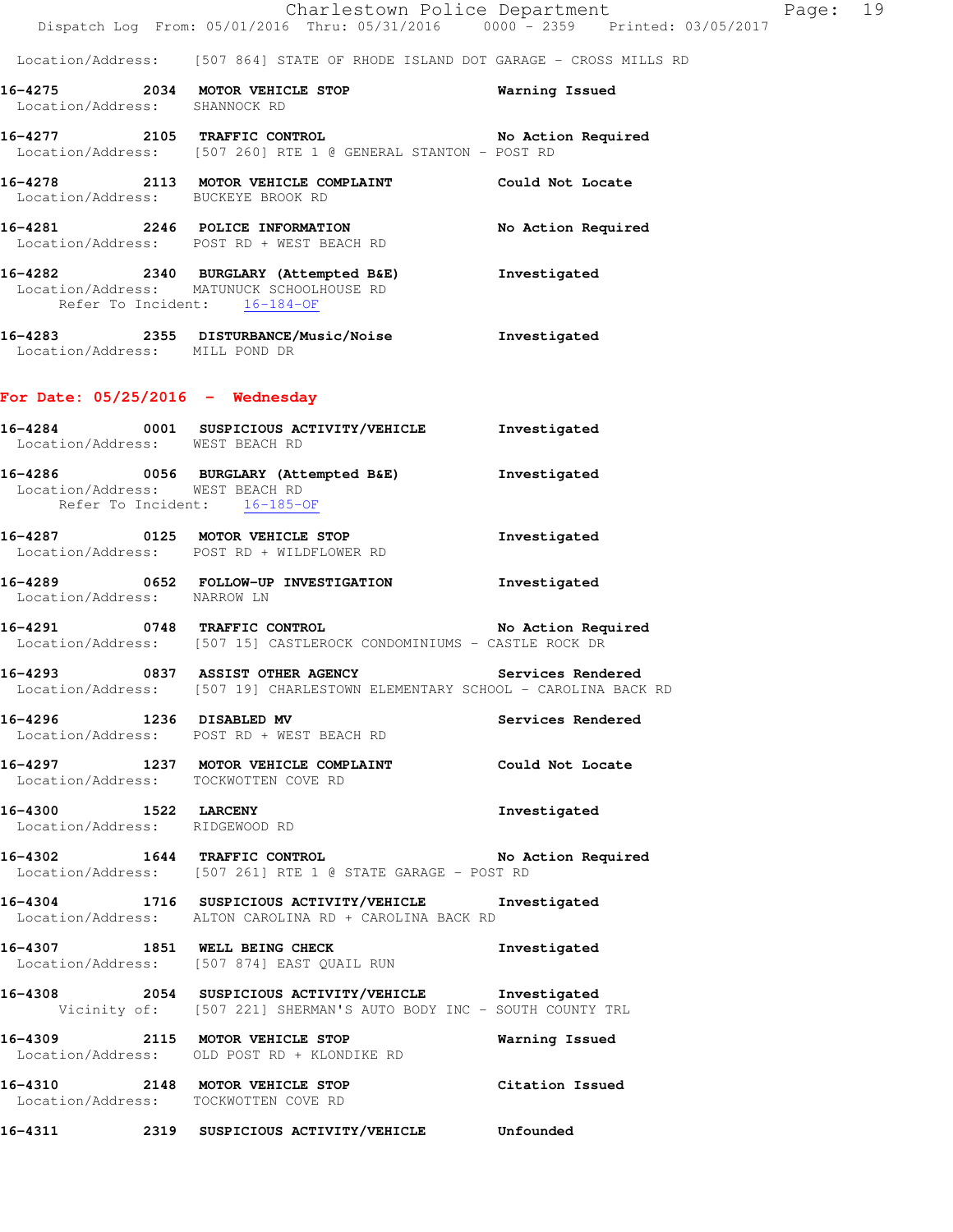Location/Address: [507 864] STATE OF RHODE ISLAND DOT GARAGE - CROSS MILLS RD

**16-4275 2034 MOTOR VEHICLE STOP** Warning Issued
Location/Address: SHANNOCK RD

**16-4277 2105 TRAFFIC CONTROL** No Action Required
Location/Address: [507 260] RTE 1 @ GENERAL STANTON - POST RD

**16-4278 2113 MOTOR VEHICLE COMPLAINT** Could Not Locate
Location/Address: BUCKEYE BROOK RD

**16-4281 2246 POLICE INFORMATION** No Action Required
Location/Address: POST RD + WEST BEACH RD

**16-4282 2340 BURGLARY (Attempted B&E)** Investigated
Location/Address: MATUNUCK SCHOOLHOUSE RD
Refer To Incident: 16-184-OF

**16-4283 2355 DISTURBANCE/Music/Noise** Investigated
Location/Address: MILL POND DR

## For Date: 05/25/2016 - Wednesday

**16-4284 0001 SUSPICIOUS ACTIVITY/VEHICLE** Investigated
Location/Address: WEST BEACH RD

**16-4286 0056 BURGLARY (Attempted B&E)** Investigated
Location/Address: WEST BEACH RD
Refer To Incident: 16-185-OF

**16-4287 0125 MOTOR VEHICLE STOP** Investigated
Location/Address: POST RD + WILDFLOWER RD

**16-4289 0652 FOLLOW-UP INVESTIGATION** Investigated
Location/Address: NARROW LN

**16-4291 0748 TRAFFIC CONTROL** No Action Required
Location/Address: [507 15] CASTLEROCK CONDOMINIUMS - CASTLE ROCK DR

**16-4293 0837 ASSIST OTHER AGENCY** Services Rendered
Location/Address: [507 19] CHARLESTOWN ELEMENTARY SCHOOL - CAROLINA BACK RD

**16-4296 1236 DISABLED MV** Services Rendered
Location/Address: POST RD + WEST BEACH RD

**16-4297 1237 MOTOR VEHICLE COMPLAINT** Could Not Locate
Location/Address: TOCKWOTTEN COVE RD

**16-4300 1522 LARCENY** Investigated
Location/Address: RIDGEWOOD RD

**16-4302 1644 TRAFFIC CONTROL** No Action Required
Location/Address: [507 261] RTE 1 @ STATE GARAGE - POST RD

**16-4304 1716 SUSPICIOUS ACTIVITY/VEHICLE** Investigated
Location/Address: ALTON CAROLINA RD + CAROLINA BACK RD

**16-4307 1851 WELL BEING CHECK** Investigated
Location/Address: [507 874] EAST QUAIL RUN

**16-4308 2054 SUSPICIOUS ACTIVITY/VEHICLE** Investigated
Vicinity of: [507 221] SHERMAN'S AUTO BODY INC - SOUTH COUNTY TRL

**16-4309 2115 MOTOR VEHICLE STOP** Warning Issued
Location/Address: OLD POST RD + KLONDIKE RD

**16-4310 2148 MOTOR VEHICLE STOP** Citation Issued
Location/Address: TOCKWOTTEN COVE RD

**16-4311 2319 SUSPICIOUS ACTIVITY/VEHICLE** Unfounded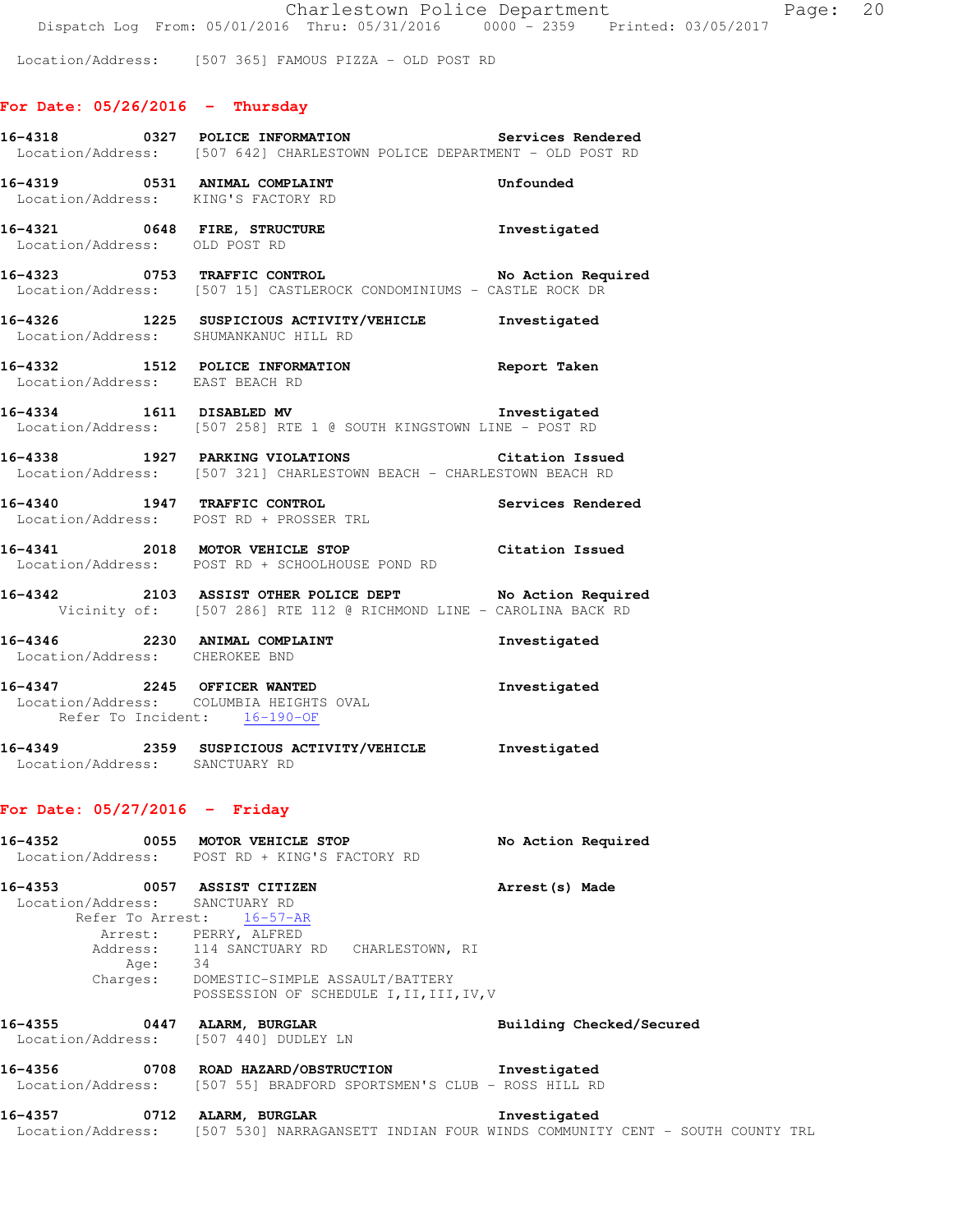Location/Address: [507 365] FAMOUS PIZZA - OLD POST RD

## For Date: 05/26/2016 - Thursday

**16-4318 0327 POLICE INFORMATION** Services Rendered
Location/Address: [507 642] CHARLESTOWN POLICE DEPARTMENT - OLD POST RD

**16-4319 0531 ANIMAL COMPLAINT** Unfounded
Location/Address: KING'S FACTORY RD

**16-4321 0648 FIRE, STRUCTURE** Investigated
Location/Address: OLD POST RD

**16-4323 0753 TRAFFIC CONTROL** No Action Required
Location/Address: [507 15] CASTLEROCK CONDOMINIUMS - CASTLE ROCK DR

**16-4326 1225 SUSPICIOUS ACTIVITY/VEHICLE** Investigated
Location/Address: SHUMANKANUC HILL RD

**16-4332 1512 POLICE INFORMATION** Report Taken
Location/Address: EAST BEACH RD

**16-4334 1611 DISABLED MV** Investigated
Location/Address: [507 258] RTE 1 @ SOUTH KINGSTOWN LINE - POST RD

**16-4338 1927 PARKING VIOLATIONS** Citation Issued
Location/Address: [507 321] CHARLESTOWN BEACH - CHARLESTOWN BEACH RD

**16-4340 1947 TRAFFIC CONTROL** Services Rendered
Location/Address: POST RD + PROSSER TRL

**16-4341 2018 MOTOR VEHICLE STOP** Citation Issued
Location/Address: POST RD + SCHOOLHOUSE POND RD

**16-4342 2103 ASSIST OTHER POLICE DEPT** No Action Required
Vicinity of: [507 286] RTE 112 @ RICHMOND LINE - CAROLINA BACK RD

**16-4346 2230 ANIMAL COMPLAINT** Investigated
Location/Address: CHEROKEE BND

**16-4347 2245 OFFICER WANTED** Investigated
Location/Address: COLUMBIA HEIGHTS OVAL
Refer To Incident: 16-190-OF

**16-4349 2359 SUSPICIOUS ACTIVITY/VEHICLE** Investigated
Location/Address: SANCTUARY RD

## For Date: 05/27/2016 - Friday

**16-4352 0055 MOTOR VEHICLE STOP** No Action Required
Location/Address: POST RD + KING'S FACTORY RD

**16-4353 0057 ASSIST CITIZEN** Arrest(s) Made
Location/Address: SANCTUARY RD
Refer To Arrest: 16-57-AR
Arrest: PERRY, ALFRED
Address: 114 SANCTUARY RD CHARLESTOWN, RI
Age: 34
Charges: DOMESTIC-SIMPLE ASSAULT/BATTERY
POSSESSION OF SCHEDULE I,II,III,IV,V

**16-4355 0447 ALARM, BURGLAR** Building Checked/Secured
Location/Address: [507 440] DUDLEY LN

**16-4356 0708 ROAD HAZARD/OBSTRUCTION** Investigated
Location/Address: [507 55] BRADFORD SPORTSMEN'S CLUB - ROSS HILL RD

**16-4357 0712 ALARM, BURGLAR** Investigated
Location/Address: [507 530] NARRAGANSETT INDIAN FOUR WINDS COMMUNITY CENT - SOUTH COUNTY TRL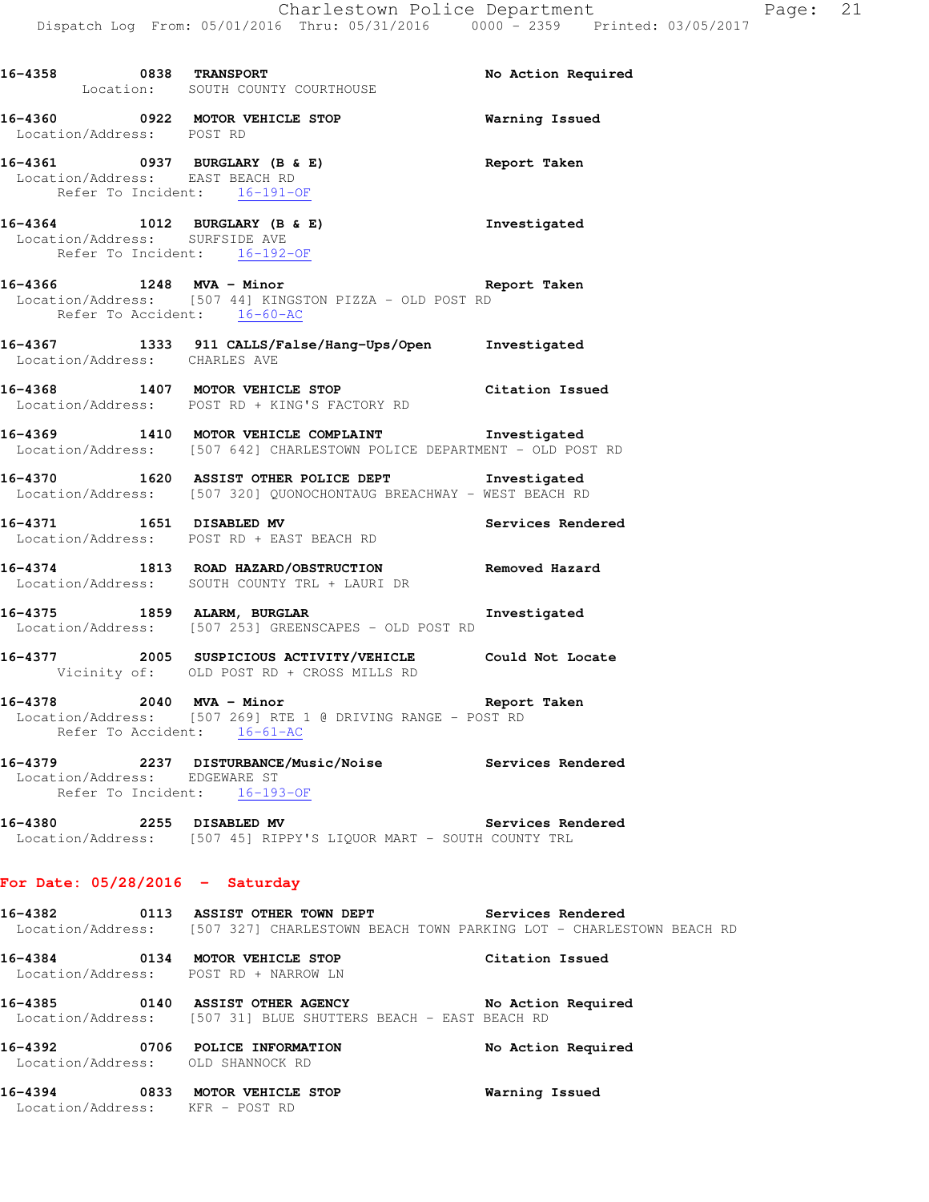16-4358 0838 TRANSPORT No Action Required
Location: SOUTH COUNTY COURTHOUSE

16-4360 0922 MOTOR VEHICLE STOP Warning Issued
Location/Address: POST RD

16-4361 0937 BURGLARY (B & E) Report Taken
Location/Address: EAST BEACH RD
Refer To Incident: 16-191-OF

16-4364 1012 BURGLARY (B & E) Investigated
Location/Address: SURFSIDE AVE
Refer To Incident: 16-192-OF

16-4366 1248 MVA - Minor Report Taken
Location/Address: [507 44] KINGSTON PIZZA - OLD POST RD
Refer To Accident: 16-60-AC

16-4367 1333 911 CALLS/False/Hang-Ups/Open Investigated
Location/Address: CHARLES AVE

16-4368 1407 MOTOR VEHICLE STOP Citation Issued
Location/Address: POST RD + KING'S FACTORY RD

16-4369 1410 MOTOR VEHICLE COMPLAINT Investigated
Location/Address: [507 642] CHARLESTOWN POLICE DEPARTMENT - OLD POST RD

16-4370 1620 ASSIST OTHER POLICE DEPT Investigated
Location/Address: [507 320] QUONOCHONTAUG BREACHWAY - WEST BEACH RD

16-4371 1651 DISABLED MV Services Rendered
Location/Address: POST RD + EAST BEACH RD

16-4374 1813 ROAD HAZARD/OBSTRUCTION Removed Hazard
Location/Address: SOUTH COUNTY TRL + LAURI DR

16-4375 1859 ALARM, BURGLAR Investigated
Location/Address: [507 253] GREENSCAPES - OLD POST RD

16-4377 2005 SUSPICIOUS ACTIVITY/VEHICLE Could Not Locate
Vicinity of: OLD POST RD + CROSS MILLS RD

16-4378 2040 MVA - Minor Report Taken
Location/Address: [507 269] RTE 1 @ DRIVING RANGE - POST RD
Refer To Accident: 16-61-AC

16-4379 2237 DISTURBANCE/Music/Noise Services Rendered
Location/Address: EDGEWARE ST
Refer To Incident: 16-193-OF

16-4380 2255 DISABLED MV Services Rendered
Location/Address: [507 45] RIPPY'S LIQUOR MART - SOUTH COUNTY TRL

**For Date: 05/28/2016 - Saturday**

16-4382 0113 ASSIST OTHER TOWN DEPT Services Rendered
Location/Address: [507 327] CHARLESTOWN BEACH TOWN PARKING LOT - CHARLESTOWN BEACH RD

16-4384 0134 MOTOR VEHICLE STOP Citation Issued
Location/Address: POST RD + NARROW LN

16-4385 0140 ASSIST OTHER AGENCY No Action Required
Location/Address: [507 31] BLUE SHUTTERS BEACH - EAST BEACH RD

16-4392 0706 POLICE INFORMATION No Action Required
Location/Address: OLD SHANNOCK RD

16-4394 0833 MOTOR VEHICLE STOP Warning Issued
Location/Address: KFR - POST RD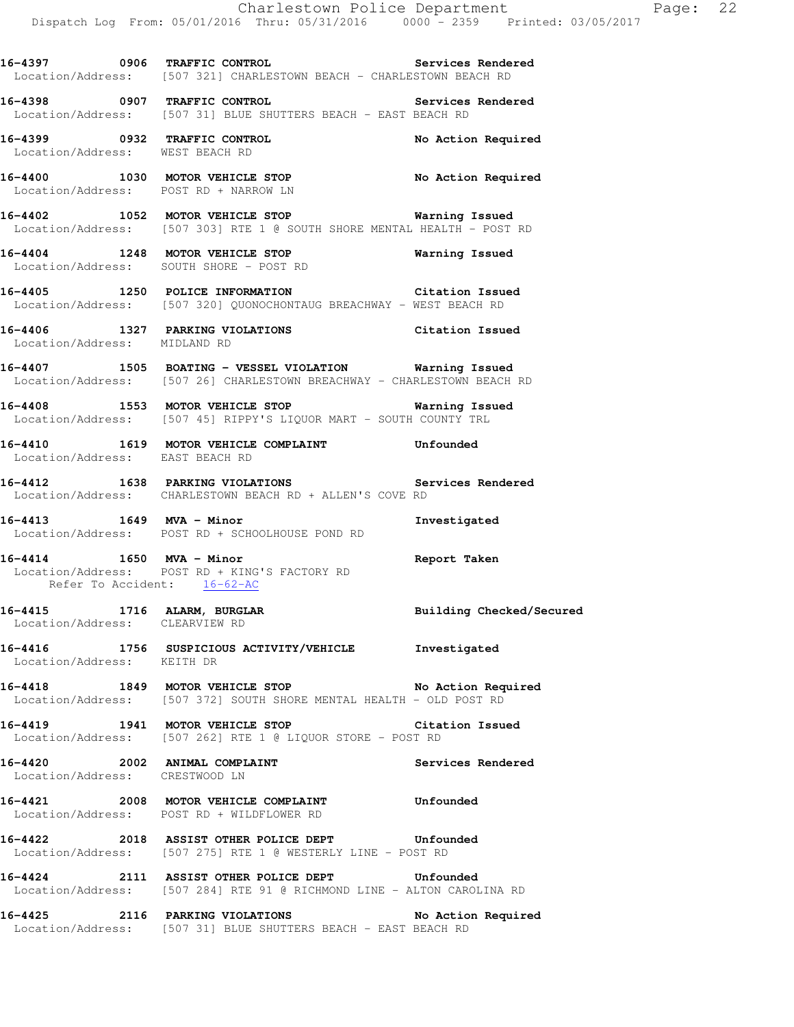**16-4397 0906 TRAFFIC CONTROL** Services Rendered
Location/Address: [507 321] CHARLESTOWN BEACH - CHARLESTOWN BEACH RD

**16-4398 0907 TRAFFIC CONTROL** Services Rendered
Location/Address: [507 31] BLUE SHUTTERS BEACH - EAST BEACH RD

**16-4399 0932 TRAFFIC CONTROL** No Action Required
Location/Address: WEST BEACH RD

**16-4400 1030 MOTOR VEHICLE STOP** No Action Required
Location/Address: POST RD + NARROW LN

**16-4402 1052 MOTOR VEHICLE STOP** Warning Issued
Location/Address: [507 303] RTE 1 @ SOUTH SHORE MENTAL HEALTH - POST RD

**16-4404 1248 MOTOR VEHICLE STOP** Warning Issued
Location/Address: SOUTH SHORE - POST RD

**16-4405 1250 POLICE INFORMATION** Citation Issued
Location/Address: [507 320] QUONOCHONTAUG BREACHWAY - WEST BEACH RD

**16-4406 1327 PARKING VIOLATIONS** Citation Issued
Location/Address: MIDLAND RD

**16-4407 1505 BOATING - VESSEL VIOLATION** Warning Issued
Location/Address: [507 26] CHARLESTOWN BREACHWAY - CHARLESTOWN BEACH RD

**16-4408 1553 MOTOR VEHICLE STOP** Warning Issued
Location/Address: [507 45] RIPPY'S LIQUOR MART - SOUTH COUNTY TRL

**16-4410 1619 MOTOR VEHICLE COMPLAINT** Unfounded
Location/Address: EAST BEACH RD

**16-4412 1638 PARKING VIOLATIONS** Services Rendered
Location/Address: CHARLESTOWN BEACH RD + ALLEN'S COVE RD

**16-4413 1649 MVA - Minor** Investigated
Location/Address: POST RD + SCHOOLHOUSE POND RD

**16-4414 1650 MVA - Minor** Report Taken
Location/Address: POST RD + KING'S FACTORY RD
Refer To Accident: 16-62-AC

**16-4415 1716 ALARM, BURGLAR** Building Checked/Secured
Location/Address: CLEARVIEW RD

**16-4416 1756 SUSPICIOUS ACTIVITY/VEHICLE** Investigated
Location/Address: KEITH DR

**16-4418 1849 MOTOR VEHICLE STOP** No Action Required
Location/Address: [507 372] SOUTH SHORE MENTAL HEALTH - OLD POST RD

**16-4419 1941 MOTOR VEHICLE STOP** Citation Issued
Location/Address: [507 262] RTE 1 @ LIQUOR STORE - POST RD

**16-4420 2002 ANIMAL COMPLAINT** Services Rendered
Location/Address: CRESTWOOD LN

**16-4421 2008 MOTOR VEHICLE COMPLAINT** Unfounded
Location/Address: POST RD + WILDFLOWER RD

**16-4422 2018 ASSIST OTHER POLICE DEPT** Unfounded
Location/Address: [507 275] RTE 1 @ WESTERLY LINE - POST RD

**16-4424 2111 ASSIST OTHER POLICE DEPT** Unfounded
Location/Address: [507 284] RTE 91 @ RICHMOND LINE - ALTON CAROLINA RD

**16-4425 2116 PARKING VIOLATIONS** No Action Required
Location/Address: [507 31] BLUE SHUTTERS BEACH - EAST BEACH RD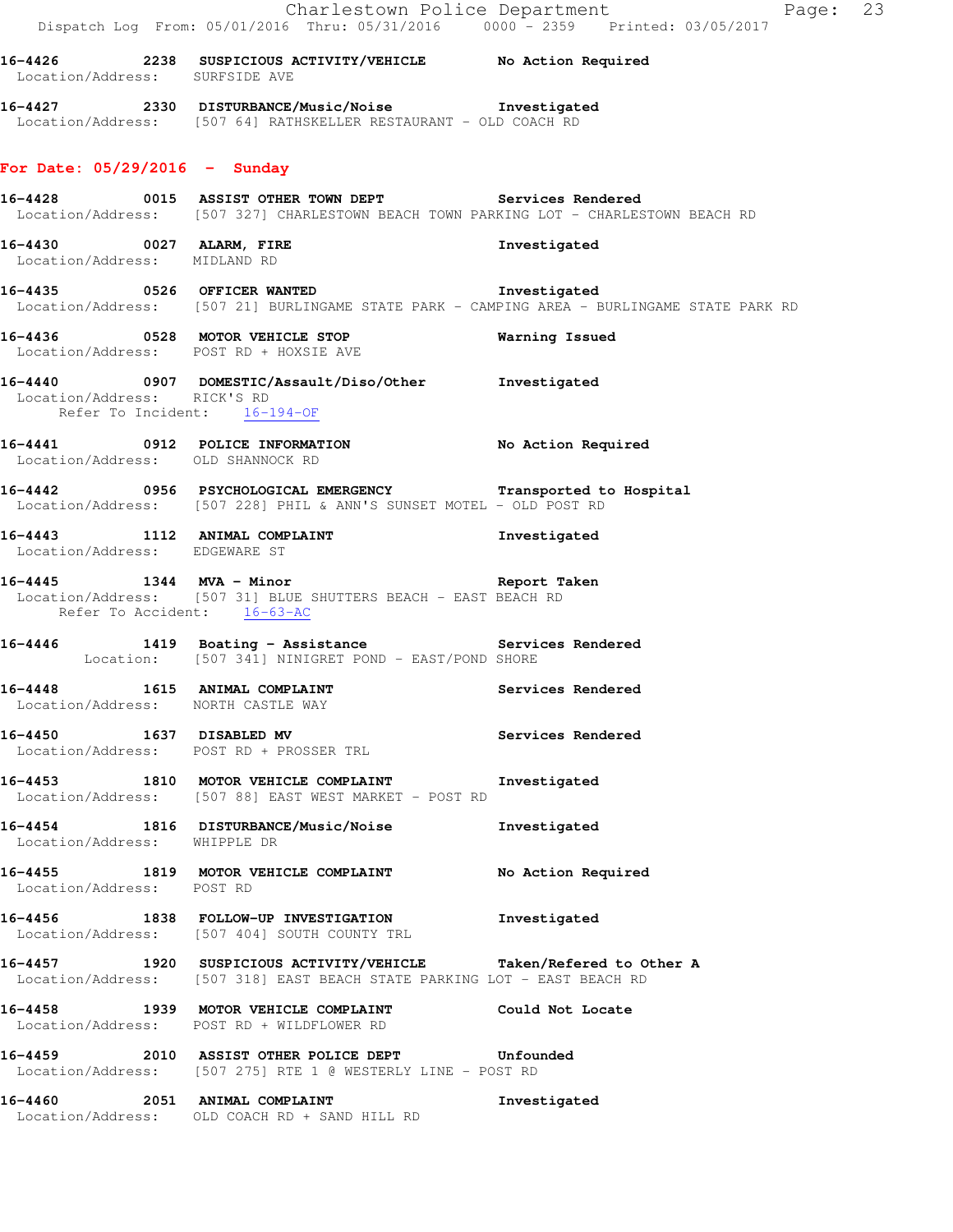**16-4426 2238 SUSPICIOUS ACTIVITY/VEHICLE No Action Required**
Location/Address: SURFSIDE AVE

**16-4427 2330 DISTURBANCE/Music/Noise Investigated**
Location/Address: [507 64] RATHSKELLER RESTAURANT - OLD COACH RD

## For Date: 05/29/2016 - Sunday

**16-4428 0015 ASSIST OTHER TOWN DEPT Services Rendered**
Location/Address: [507 327] CHARLESTOWN BEACH TOWN PARKING LOT - CHARLESTOWN BEACH RD

**16-4430 0027 ALARM, FIRE Investigated**
Location/Address: MIDLAND RD

**16-4435 0526 OFFICER WANTED Investigated**
Location/Address: [507 21] BURLINGAME STATE PARK - CAMPING AREA - BURLINGAME STATE PARK RD

**16-4436 0528 MOTOR VEHICLE STOP Warning Issued**
Location/Address: POST RD + HOXSIE AVE

**16-4440 0907 DOMESTIC/Assault/Diso/Other Investigated**
Location/Address: RICK'S RD
Refer To Incident: 16-194-OF

**16-4441 0912 POLICE INFORMATION No Action Required**
Location/Address: OLD SHANNOCK RD

**16-4442 0956 PSYCHOLOGICAL EMERGENCY Transported to Hospital**
Location/Address: [507 228] PHIL & ANN'S SUNSET MOTEL - OLD POST RD

**16-4443 1112 ANIMAL COMPLAINT Investigated**
Location/Address: EDGEWARE ST

**16-4445 1344 MVA - Minor Report Taken**
Location/Address: [507 31] BLUE SHUTTERS BEACH - EAST BEACH RD
Refer To Accident: 16-63-AC

**16-4446 1419 Boating - Assistance Services Rendered**
Location: [507 341] NINIGRET POND - EAST/POND SHORE

**16-4448 1615 ANIMAL COMPLAINT Services Rendered**
Location/Address: NORTH CASTLE WAY

**16-4450 1637 DISABLED MV Services Rendered**
Location/Address: POST RD + PROSSER TRL

**16-4453 1810 MOTOR VEHICLE COMPLAINT Investigated**
Location/Address: [507 88] EAST WEST MARKET - POST RD

**16-4454 1816 DISTURBANCE/Music/Noise Investigated**
Location/Address: WHIPPLE DR

**16-4455 1819 MOTOR VEHICLE COMPLAINT No Action Required**
Location/Address: POST RD

**16-4456 1838 FOLLOW-UP INVESTIGATION Investigated**
Location/Address: [507 404] SOUTH COUNTY TRL

**16-4457 1920 SUSPICIOUS ACTIVITY/VEHICLE Taken/Refered to Other A**
Location/Address: [507 318] EAST BEACH STATE PARKING LOT - EAST BEACH RD

**16-4458 1939 MOTOR VEHICLE COMPLAINT Could Not Locate**
Location/Address: POST RD + WILDFLOWER RD

**16-4459 2010 ASSIST OTHER POLICE DEPT Unfounded**
Location/Address: [507 275] RTE 1 @ WESTERLY LINE - POST RD

**16-4460 2051 ANIMAL COMPLAINT Investigated**
Location/Address: OLD COACH RD + SAND HILL RD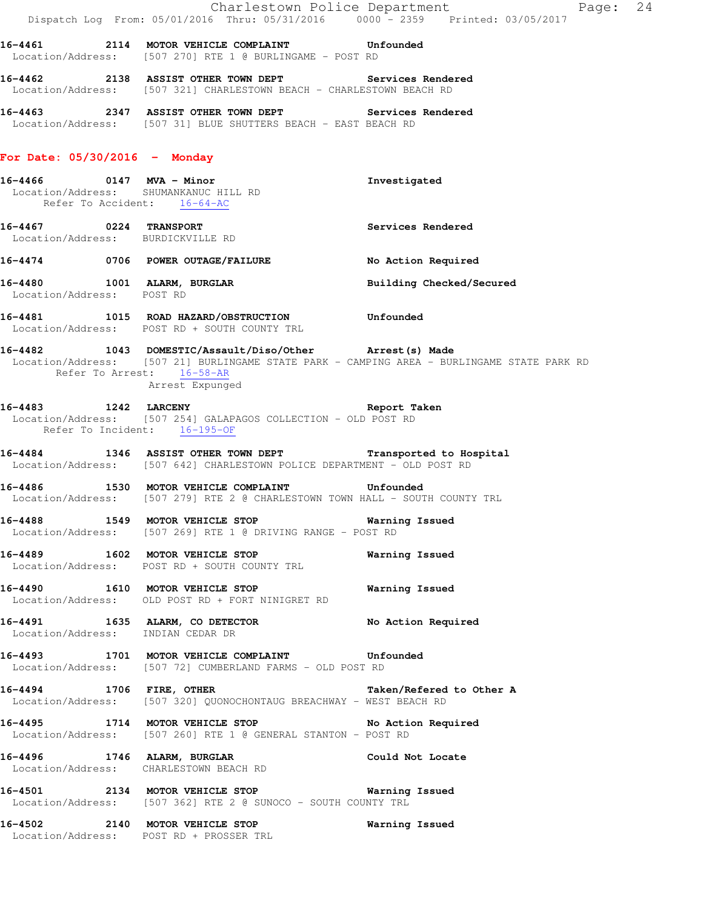**16-4461 2114 MOTOR VEHICLE COMPLAINT** Unfounded
Location/Address: [507 270] RTE 1 @ BURLINGAME - POST RD

**16-4462 2138 ASSIST OTHER TOWN DEPT** Services Rendered
Location/Address: [507 321] CHARLESTOWN BEACH - CHARLESTOWN BEACH RD

**16-4463 2347 ASSIST OTHER TOWN DEPT** Services Rendered
Location/Address: [507 31] BLUE SHUTTERS BEACH - EAST BEACH RD

## For Date: 05/30/2016 - Monday

**16-4466 0147 MVA - Minor** Investigated
Location/Address: SHUMANKANUC HILL RD
Refer To Accident: 16-64-AC

**16-4467 0224 TRANSPORT** Services Rendered
Location/Address: BURDICKVILLE RD

**16-4474 0706 POWER OUTAGE/FAILURE** No Action Required

**16-4480 1001 ALARM, BURGLAR** Building Checked/Secured
Location/Address: POST RD

**16-4481 1015 ROAD HAZARD/OBSTRUCTION** Unfounded
Location/Address: POST RD + SOUTH COUNTY TRL

**16-4482 1043 DOMESTIC/Assault/Diso/Other** Arrest(s) Made
Location/Address: [507 21] BURLINGAME STATE PARK - CAMPING AREA - BURLINGAME STATE PARK RD
Refer To Arrest: 16-58-AR
Arrest Expunged

**16-4483 1242 LARCENY** Report Taken
Location/Address: [507 254] GALAPAGOS COLLECTION - OLD POST RD
Refer To Incident: 16-195-OF

**16-4484 1346 ASSIST OTHER TOWN DEPT** Transported to Hospital
Location/Address: [507 642] CHARLESTOWN POLICE DEPARTMENT - OLD POST RD

**16-4486 1530 MOTOR VEHICLE COMPLAINT** Unfounded
Location/Address: [507 279] RTE 2 @ CHARLESTOWN TOWN HALL - SOUTH COUNTY TRL

**16-4488 1549 MOTOR VEHICLE STOP** Warning Issued
Location/Address: [507 269] RTE 1 @ DRIVING RANGE - POST RD

**16-4489 1602 MOTOR VEHICLE STOP** Warning Issued
Location/Address: POST RD + SOUTH COUNTY TRL

**16-4490 1610 MOTOR VEHICLE STOP** Warning Issued
Location/Address: OLD POST RD + FORT NINIGRET RD

**16-4491 1635 ALARM, CO DETECTOR** No Action Required
Location/Address: INDIAN CEDAR DR

**16-4493 1701 MOTOR VEHICLE COMPLAINT** Unfounded
Location/Address: [507 72] CUMBERLAND FARMS - OLD POST RD

**16-4494 1706 FIRE, OTHER** Taken/Refered to Other A
Location/Address: [507 320] QUONOCHONTAUG BREACHWAY - WEST BEACH RD

**16-4495 1714 MOTOR VEHICLE STOP** No Action Required
Location/Address: [507 260] RTE 1 @ GENERAL STANTON - POST RD

**16-4496 1746 ALARM, BURGLAR** Could Not Locate
Location/Address: CHARLESTOWN BEACH RD

**16-4501 2134 MOTOR VEHICLE STOP** Warning Issued
Location/Address: [507 362] RTE 2 @ SUNOCO - SOUTH COUNTY TRL

**16-4502 2140 MOTOR VEHICLE STOP** Warning Issued
Location/Address: POST RD + PROSSER TRL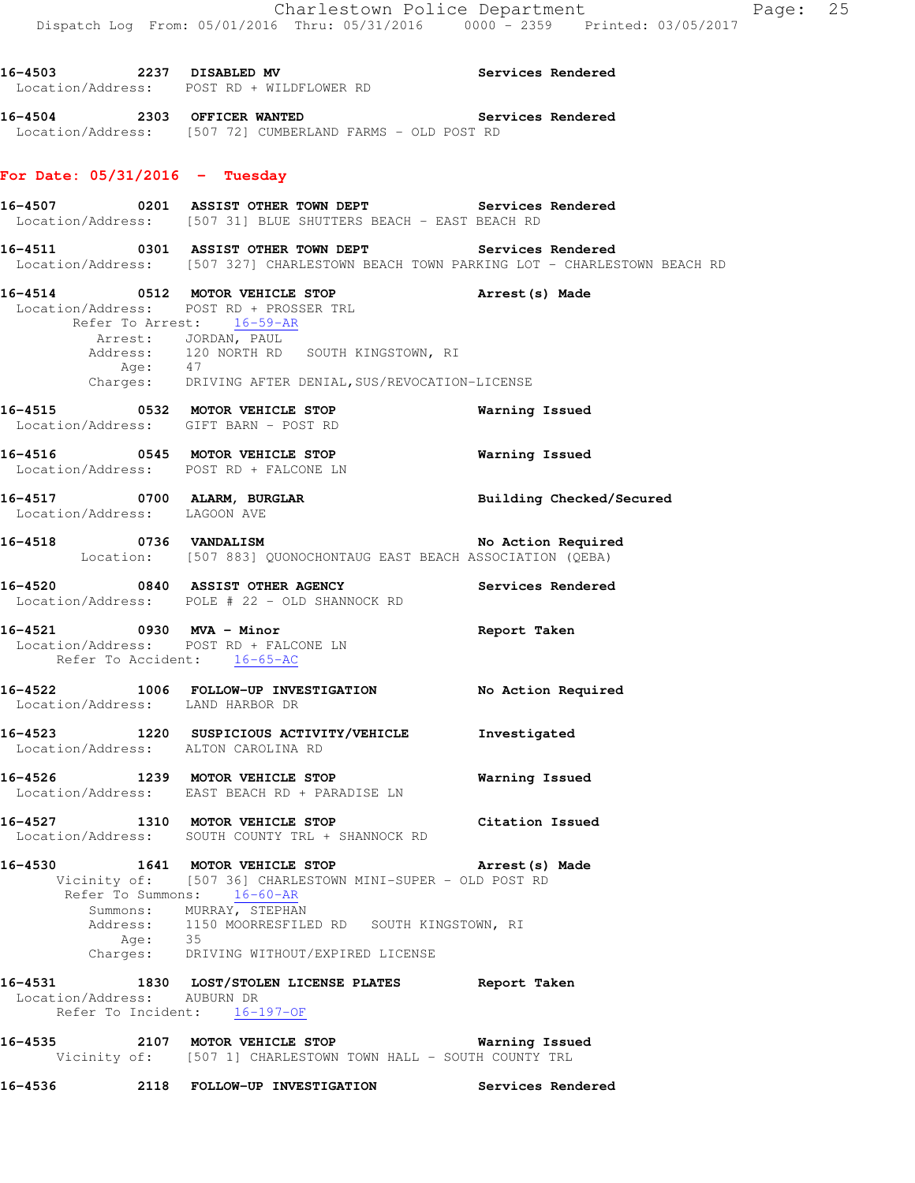16-4503 2237 **DISABLED MV** Services Rendered
Location/Address: POST RD + WILDFLOWER RD

16-4504 2303 **OFFICER WANTED** Services Rendered
Location/Address: [507 72] CUMBERLAND FARMS - OLD POST RD

## For Date: 05/31/2016 - Tuesday

16-4507 0201 **ASSIST OTHER TOWN DEPT** Services Rendered
Location/Address: [507 31] BLUE SHUTTERS BEACH - EAST BEACH RD

16-4511 0301 **ASSIST OTHER TOWN DEPT** Services Rendered
Location/Address: [507 327] CHARLESTOWN BEACH TOWN PARKING LOT - CHARLESTOWN BEACH RD

16-4514 0512 **MOTOR VEHICLE STOP** Arrest(s) Made
Location/Address: POST RD + PROSSER TRL
Refer To Arrest: 16-59-AR
Arrest: JORDAN, PAUL
Address: 120 NORTH RD SOUTH KINGSTOWN, RI
Age: 47
Charges: DRIVING AFTER DENIAL,SUS/REVOCATION-LICENSE

16-4515 0532 **MOTOR VEHICLE STOP** Warning Issued
Location/Address: GIFT BARN - POST RD

16-4516 0545 **MOTOR VEHICLE STOP** Warning Issued
Location/Address: POST RD + FALCONE LN

16-4517 0700 **ALARM, BURGLAR** Building Checked/Secured
Location/Address: LAGOON AVE

16-4518 0736 **VANDALISM** No Action Required
Location: [507 883] QUONOCHONTAUG EAST BEACH ASSOCIATION (QEBA)

16-4520 0840 **ASSIST OTHER AGENCY** Services Rendered
Location/Address: POLE # 22 - OLD SHANNOCK RD

16-4521 0930 **MVA - Minor** Report Taken
Location/Address: POST RD + FALCONE LN
Refer To Accident: 16-65-AC

16-4522 1006 **FOLLOW-UP INVESTIGATION** No Action Required
Location/Address: LAND HARBOR DR

16-4523 1220 **SUSPICIOUS ACTIVITY/VEHICLE** Investigated
Location/Address: ALTON CAROLINA RD

16-4526 1239 **MOTOR VEHICLE STOP** Warning Issued
Location/Address: EAST BEACH RD + PARADISE LN

16-4527 1310 **MOTOR VEHICLE STOP** Citation Issued
Location/Address: SOUTH COUNTY TRL + SHANNOCK RD

16-4530 1641 **MOTOR VEHICLE STOP** Arrest(s) Made
Vicinity of: [507 36] CHARLESTOWN MINI-SUPER - OLD POST RD
Refer To Summons: 16-60-AR
Summons: MURRAY, STEPHAN
Address: 1150 MOORRESFILED RD SOUTH KINGSTOWN, RI
Age: 35
Charges: DRIVING WITHOUT/EXPIRED LICENSE

16-4531 1830 **LOST/STOLEN LICENSE PLATES** Report Taken
Location/Address: AUBURN DR
Refer To Incident: 16-197-OF

16-4535 2107 **MOTOR VEHICLE STOP** Warning Issued
Vicinity of: [507 1] CHARLESTOWN TOWN HALL - SOUTH COUNTY TRL

16-4536 2118 **FOLLOW-UP INVESTIGATION** Services Rendered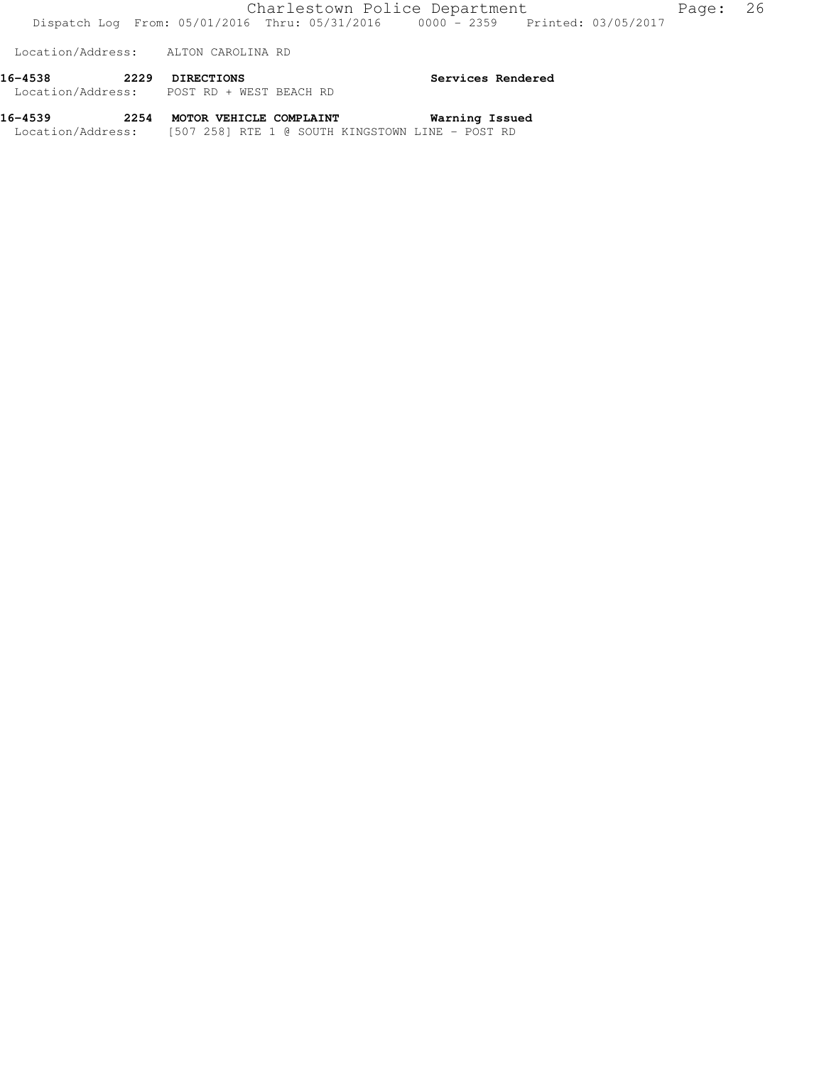Location/Address: ALTON CAROLINA RD

**16-4538 2229 DIRECTIONS** **Services Rendered**
Location/Address: POST RD + WEST BEACH RD

**16-4539 2254 MOTOR VEHICLE COMPLAINT** **Warning Issued**
Location/Address: [507 258] RTE 1 @ SOUTH KINGSTOWN LINE - POST RD